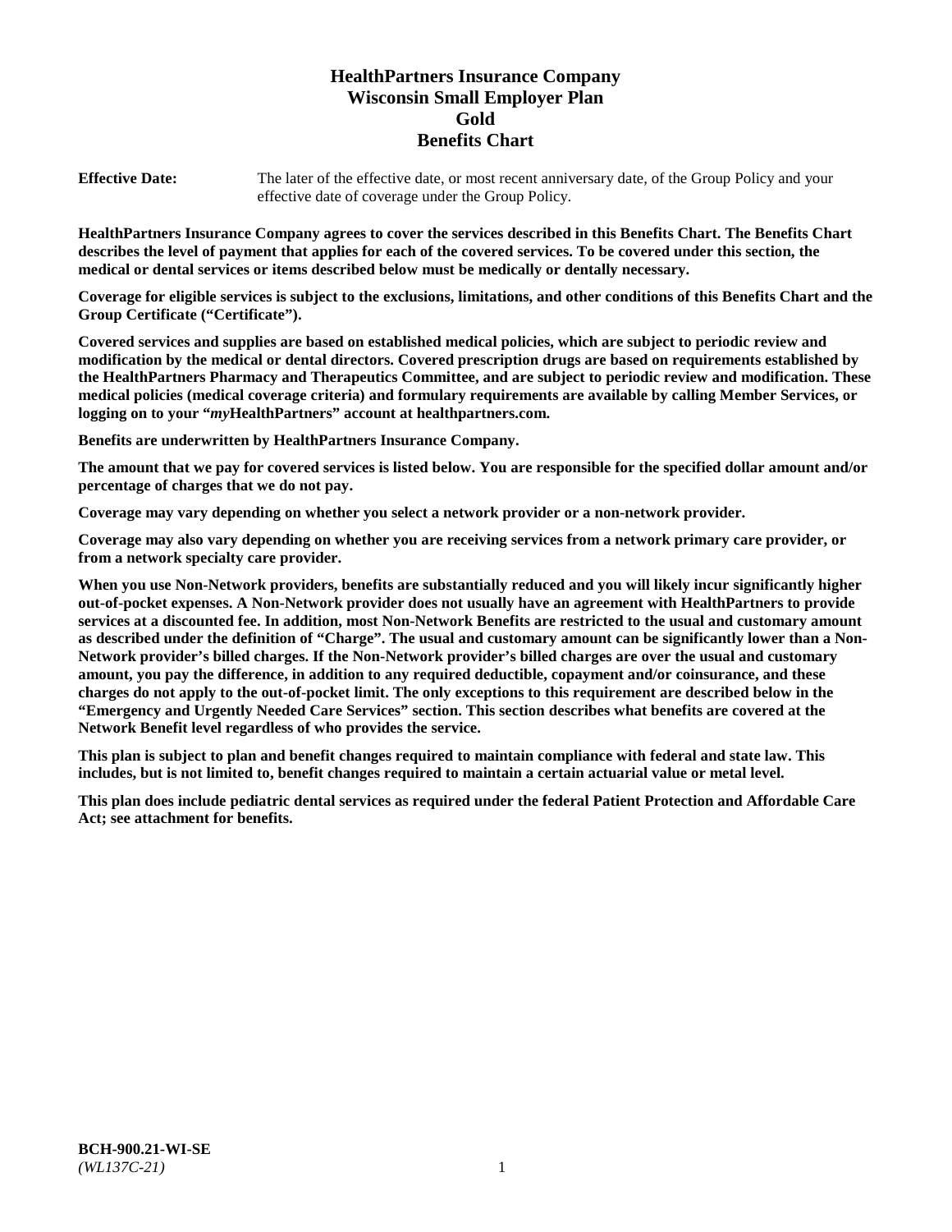# HealthPartners Insurance Company
# Wisconsin Small Employer Plan
# Gold
# Benefits Chart

**Effective Date:** The later of the effective date, or most recent anniversary date, of the Group Policy and your effective date of coverage under the Group Policy.

**HealthPartners Insurance Company agrees to cover the services described in this Benefits Chart. The Benefits Chart describes the level of payment that applies for each of the covered services. To be covered under this section, the medical or dental services or items described below must be medically or dentally necessary.**

**Coverage for eligible services is subject to the exclusions, limitations, and other conditions of this Benefits Chart and the Group Certificate ("Certificate").**

**Covered services and supplies are based on established medical policies, which are subject to periodic review and modification by the medical or dental directors. Covered prescription drugs are based on requirements established by the HealthPartners Pharmacy and Therapeutics Committee, and are subject to periodic review and modification. These medical policies (medical coverage criteria) and formulary requirements are available by calling Member Services, or logging on to your "*my*HealthPartners" account at healthpartners.com.**

**Benefits are underwritten by HealthPartners Insurance Company.**

**The amount that we pay for covered services is listed below. You are responsible for the specified dollar amount and/or percentage of charges that we do not pay.**

**Coverage may vary depending on whether you select a network provider or a non-network provider.**

**Coverage may also vary depending on whether you are receiving services from a network primary care provider, or from a network specialty care provider.**

**When you use Non-Network providers, benefits are substantially reduced and you will likely incur significantly higher out-of-pocket expenses. A Non-Network provider does not usually have an agreement with HealthPartners to provide services at a discounted fee. In addition, most Non-Network Benefits are restricted to the usual and customary amount as described under the definition of "Charge". The usual and customary amount can be significantly lower than a Non-Network provider's billed charges. If the Non-Network provider's billed charges are over the usual and customary amount, you pay the difference, in addition to any required deductible, copayment and/or coinsurance, and these charges do not apply to the out-of-pocket limit. The only exceptions to this requirement are described below in the "Emergency and Urgently Needed Care Services" section. This section describes what benefits are covered at the Network Benefit level regardless of who provides the service.**

**This plan is subject to plan and benefit changes required to maintain compliance with federal and state law. This includes, but is not limited to, benefit changes required to maintain a certain actuarial value or metal level.**

**This plan does include pediatric dental services as required under the federal Patient Protection and Affordable Care Act; see attachment for benefits.**

**BCH-900.21-WI-SE**
*(WL137C-21)*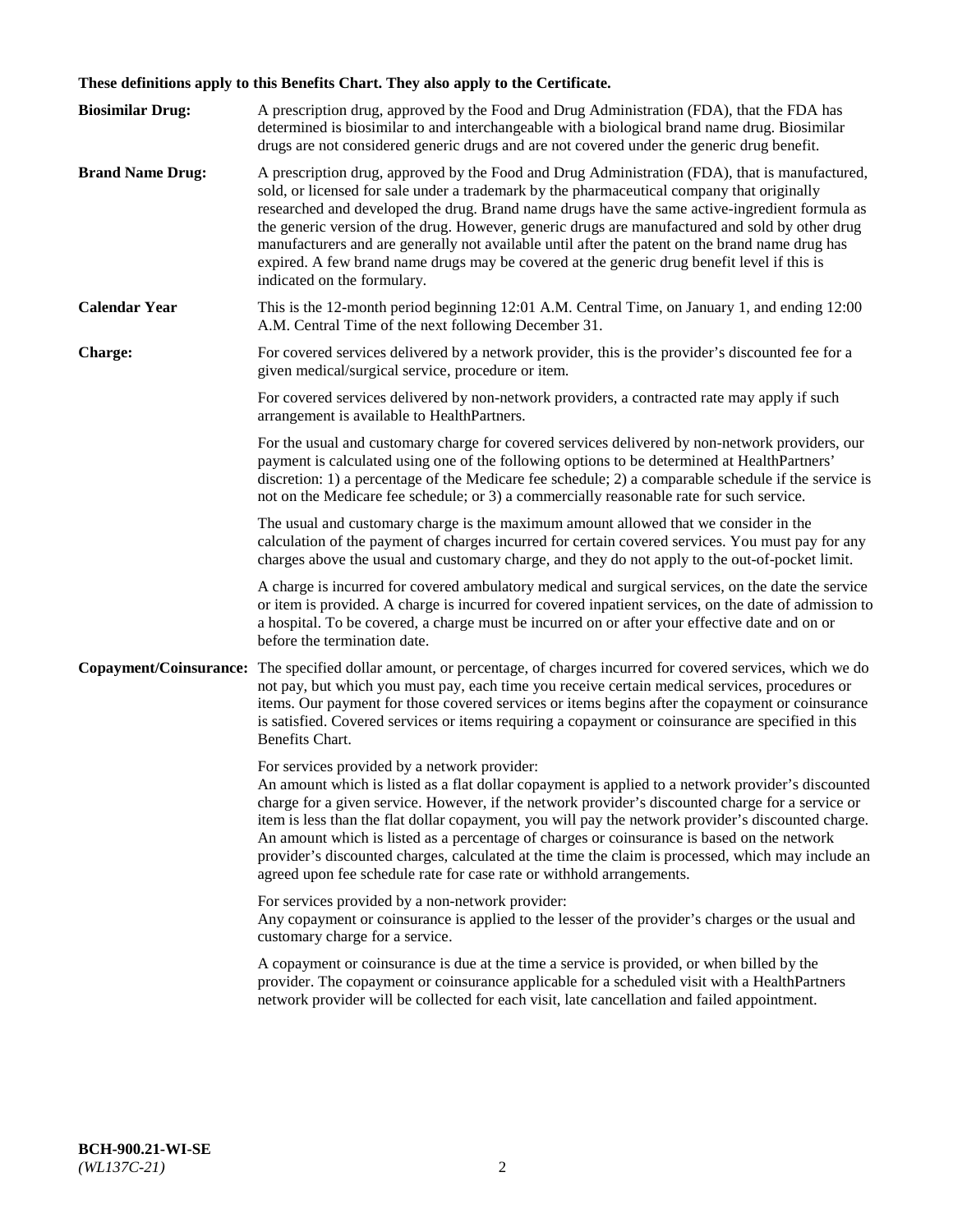**These definitions apply to this Benefits Chart. They also apply to the Certificate.**

| | |
|---|---|
| **Biosimilar Drug:** | A prescription drug, approved by the Food and Drug Administration (FDA), that the FDA has determined is biosimilar to and interchangeable with a biological brand name drug. Biosimilar drugs are not considered generic drugs and are not covered under the generic drug benefit. |
| **Brand Name Drug:** | A prescription drug, approved by the Food and Drug Administration (FDA), that is manufactured, sold, or licensed for sale under a trademark by the pharmaceutical company that originally researched and developed the drug. Brand name drugs have the same active-ingredient formula as the generic version of the drug. However, generic drugs are manufactured and sold by other drug manufacturers and are generally not available until after the patent on the brand name drug has expired. A few brand name drugs may be covered at the generic drug benefit level if this is indicated on the formulary. |
| **Calendar Year** | This is the 12-month period beginning 12:01 A.M. Central Time, on January 1, and ending 12:00 A.M. Central Time of the next following December 31. |
| **Charge:** | For covered services delivered by a network provider, this is the provider's discounted fee for a given medical/surgical service, procedure or item.<br><br>For covered services delivered by non-network providers, a contracted rate may apply if such arrangement is available to HealthPartners.<br><br>For the usual and customary charge for covered services delivered by non-network providers, our payment is calculated using one of the following options to be determined at HealthPartners' discretion: 1) a percentage of the Medicare fee schedule; 2) a comparable schedule if the service is not on the Medicare fee schedule; or 3) a commercially reasonable rate for such service.<br><br>The usual and customary charge is the maximum amount allowed that we consider in the calculation of the payment of charges incurred for certain covered services. You must pay for any charges above the usual and customary charge, and they do not apply to the out-of-pocket limit.<br><br>A charge is incurred for covered ambulatory medical and surgical services, on the date the service or item is provided. A charge is incurred for covered inpatient services, on the date of admission to a hospital. To be covered, a charge must be incurred on or after your effective date and on or before the termination date. |
| **Copayment/Coinsurance:** | The specified dollar amount, or percentage, of charges incurred for covered services, which we do not pay, but which you must pay, each time you receive certain medical services, procedures or items. Our payment for those covered services or items begins after the copayment or coinsurance is satisfied. Covered services or items requiring a copayment or coinsurance are specified in this Benefits Chart.<br><br>For services provided by a network provider:<br>An amount which is listed as a flat dollar copayment is applied to a network provider's discounted charge for a given service. However, if the network provider's discounted charge for a service or item is less than the flat dollar copayment, you will pay the network provider's discounted charge. An amount which is listed as a percentage of charges or coinsurance is based on the network provider's discounted charges, calculated at the time the claim is processed, which may include an agreed upon fee schedule rate for case rate or withhold arrangements.<br><br>For services provided by a non-network provider:<br>Any copayment or coinsurance is applied to the lesser of the provider's charges or the usual and customary charge for a service.<br><br>A copayment or coinsurance is due at the time a service is provided, or when billed by the provider. The copayment or coinsurance applicable for a scheduled visit with a HealthPartners network provider will be collected for each visit, late cancellation and failed appointment. |

**BCH-900.21-WI-SE**
*(WL137C-21)*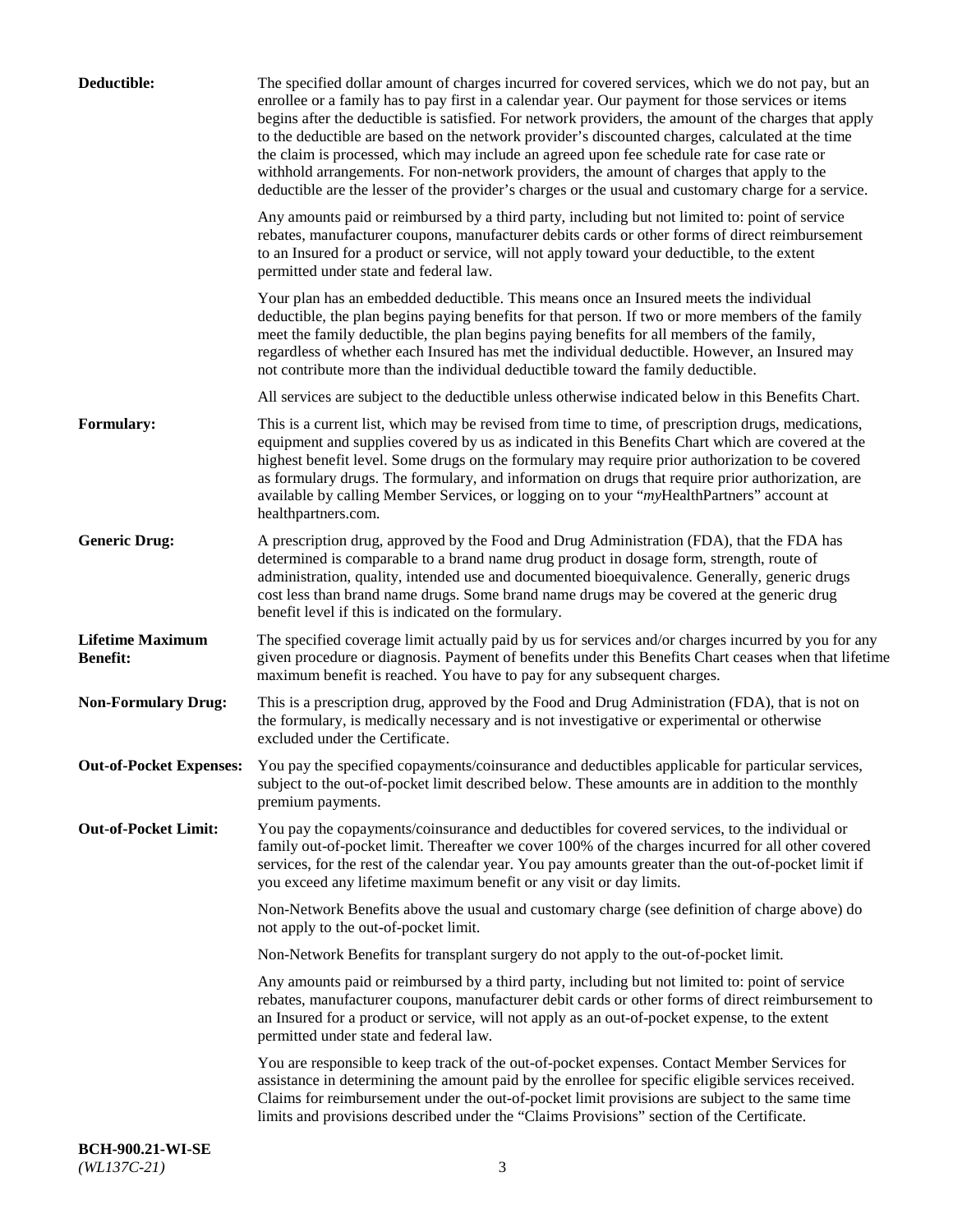**Deductible:** The specified dollar amount of charges incurred for covered services, which we do not pay, but an enrollee or a family has to pay first in a calendar year. Our payment for those services or items begins after the deductible is satisfied. For network providers, the amount of the charges that apply to the deductible are based on the network provider's discounted charges, calculated at the time the claim is processed, which may include an agreed upon fee schedule rate for case rate or withhold arrangements. For non-network providers, the amount of charges that apply to the deductible are the lesser of the provider's charges or the usual and customary charge for a service.

Any amounts paid or reimbursed by a third party, including but not limited to: point of service rebates, manufacturer coupons, manufacturer debits cards or other forms of direct reimbursement to an Insured for a product or service, will not apply toward your deductible, to the extent permitted under state and federal law.

Your plan has an embedded deductible. This means once an Insured meets the individual deductible, the plan begins paying benefits for that person. If two or more members of the family meet the family deductible, the plan begins paying benefits for all members of the family, regardless of whether each Insured has met the individual deductible. However, an Insured may not contribute more than the individual deductible toward the family deductible.

All services are subject to the deductible unless otherwise indicated below in this Benefits Chart.

**Formulary:** This is a current list, which may be revised from time to time, of prescription drugs, medications, equipment and supplies covered by us as indicated in this Benefits Chart which are covered at the highest benefit level. Some drugs on the formulary may require prior authorization to be covered as formulary drugs. The formulary, and information on drugs that require prior authorization, are available by calling Member Services, or logging on to your "*my*HealthPartners" account at healthpartners.com.

**Generic Drug:** A prescription drug, approved by the Food and Drug Administration (FDA), that the FDA has determined is comparable to a brand name drug product in dosage form, strength, route of administration, quality, intended use and documented bioequivalence. Generally, generic drugs cost less than brand name drugs. Some brand name drugs may be covered at the generic drug benefit level if this is indicated on the formulary.

**Lifetime Maximum Benefit:** The specified coverage limit actually paid by us for services and/or charges incurred by you for any given procedure or diagnosis. Payment of benefits under this Benefits Chart ceases when that lifetime maximum benefit is reached. You have to pay for any subsequent charges.

**Non-Formulary Drug:** This is a prescription drug, approved by the Food and Drug Administration (FDA), that is not on the formulary, is medically necessary and is not investigative or experimental or otherwise excluded under the Certificate.

**Out-of-Pocket Expenses:** You pay the specified copayments/coinsurance and deductibles applicable for particular services, subject to the out-of-pocket limit described below. These amounts are in addition to the monthly premium payments.

**Out-of-Pocket Limit:** You pay the copayments/coinsurance and deductibles for covered services, to the individual or family out-of-pocket limit. Thereafter we cover 100% of the charges incurred for all other covered services, for the rest of the calendar year. You pay amounts greater than the out-of-pocket limit if you exceed any lifetime maximum benefit or any visit or day limits.

Non-Network Benefits above the usual and customary charge (see definition of charge above) do not apply to the out-of-pocket limit.

Non-Network Benefits for transplant surgery do not apply to the out-of-pocket limit.

Any amounts paid or reimbursed by a third party, including but not limited to: point of service rebates, manufacturer coupons, manufacturer debit cards or other forms of direct reimbursement to an Insured for a product or service, will not apply as an out-of-pocket expense, to the extent permitted under state and federal law.

You are responsible to keep track of the out-of-pocket expenses. Contact Member Services for assistance in determining the amount paid by the enrollee for specific eligible services received. Claims for reimbursement under the out-of-pocket limit provisions are subject to the same time limits and provisions described under the "Claims Provisions" section of the Certificate.

**BCH-900.21-WI-SE**
*(WL137C-21)*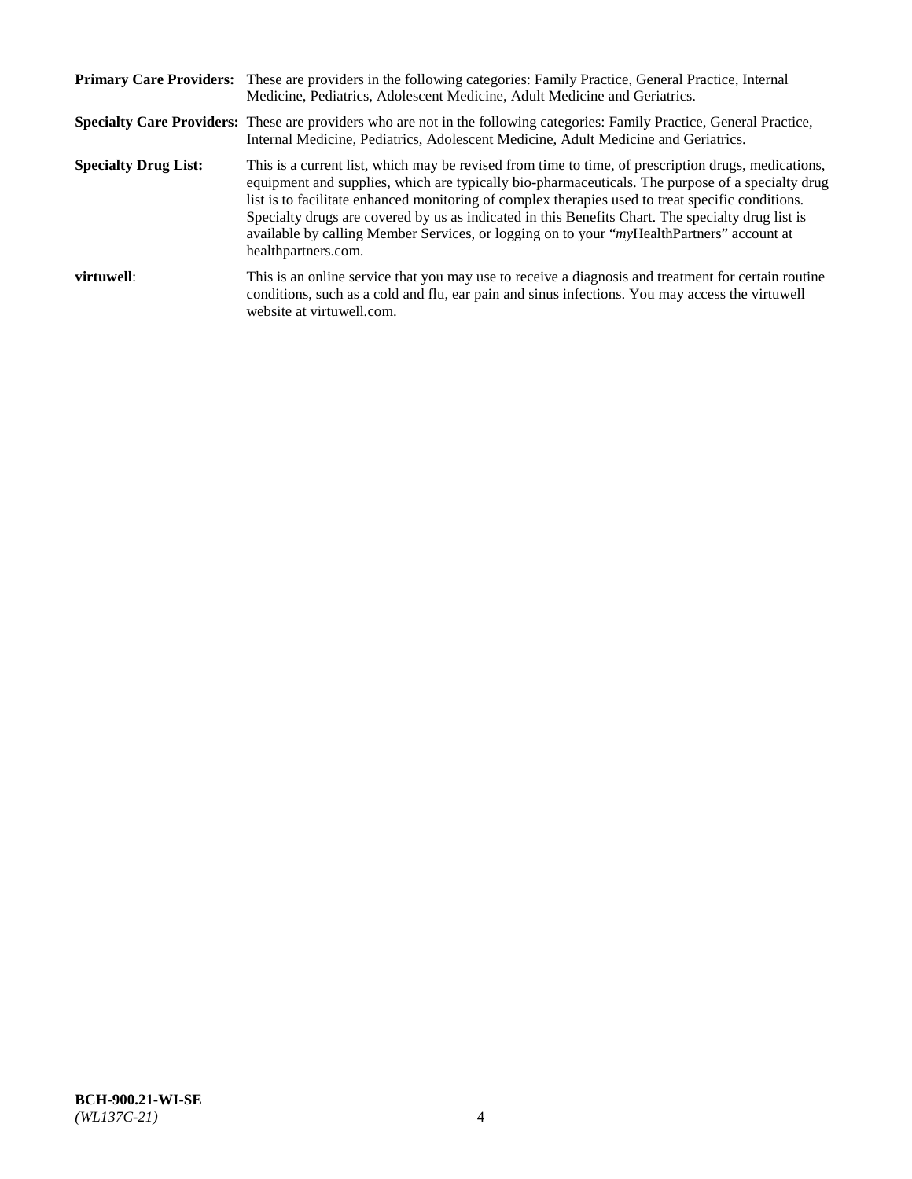**Primary Care Providers:** These are providers in the following categories: Family Practice, General Practice, Internal Medicine, Pediatrics, Adolescent Medicine, Adult Medicine and Geriatrics.

**Specialty Care Providers:** These are providers who are not in the following categories: Family Practice, General Practice, Internal Medicine, Pediatrics, Adolescent Medicine, Adult Medicine and Geriatrics.

**Specialty Drug List:** This is a current list, which may be revised from time to time, of prescription drugs, medications, equipment and supplies, which are typically bio-pharmaceuticals. The purpose of a specialty drug list is to facilitate enhanced monitoring of complex therapies used to treat specific conditions. Specialty drugs are covered by us as indicated in this Benefits Chart. The specialty drug list is available by calling Member Services, or logging on to your "*my*HealthPartners" account at healthpartners.com.

**virtuwell**: This is an online service that you may use to receive a diagnosis and treatment for certain routine conditions, such as a cold and flu, ear pain and sinus infections. You may access the virtuwell website at virtuwell.com.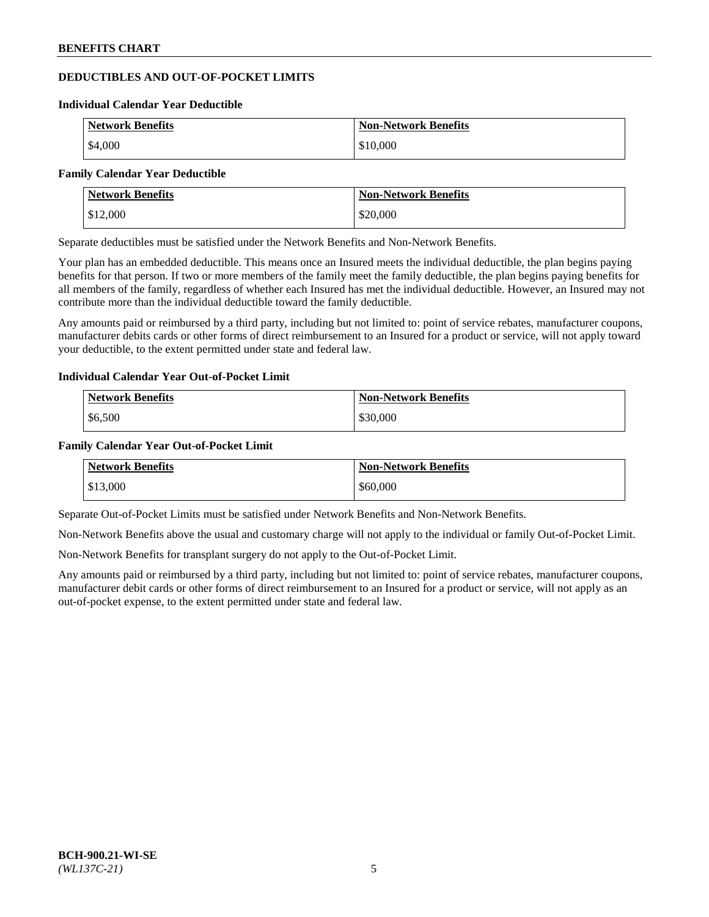## DEDUCTIBLES AND OUT-OF-POCKET LIMITS

### Individual Calendar Year Deductible

| Network Benefits | Non-Network Benefits |
| --- | --- |
| $4,000 | $10,000 |

### Family Calendar Year Deductible

| Network Benefits | Non-Network Benefits |
| --- | --- |
| $12,000 | $20,000 |

Separate deductibles must be satisfied under the Network Benefits and Non-Network Benefits.

Your plan has an embedded deductible. This means once an Insured meets the individual deductible, the plan begins paying benefits for that person. If two or more members of the family meet the family deductible, the plan begins paying benefits for all members of the family, regardless of whether each Insured has met the individual deductible. However, an Insured may not contribute more than the individual deductible toward the family deductible.

Any amounts paid or reimbursed by a third party, including but not limited to: point of service rebates, manufacturer coupons, manufacturer debits cards or other forms of direct reimbursement to an Insured for a product or service, will not apply toward your deductible, to the extent permitted under state and federal law.

### Individual Calendar Year Out-of-Pocket Limit

| Network Benefits | Non-Network Benefits |
| --- | --- |
| $6,500 | $30,000 |

### Family Calendar Year Out-of-Pocket Limit

| Network Benefits | Non-Network Benefits |
| --- | --- |
| $13,000 | $60,000 |

Separate Out-of-Pocket Limits must be satisfied under Network Benefits and Non-Network Benefits.

Non-Network Benefits above the usual and customary charge will not apply to the individual or family Out-of-Pocket Limit.

Non-Network Benefits for transplant surgery do not apply to the Out-of-Pocket Limit.

Any amounts paid or reimbursed by a third party, including but not limited to: point of service rebates, manufacturer coupons, manufacturer debit cards or other forms of direct reimbursement to an Insured for a product or service, will not apply as an out-of-pocket expense, to the extent permitted under state and federal law.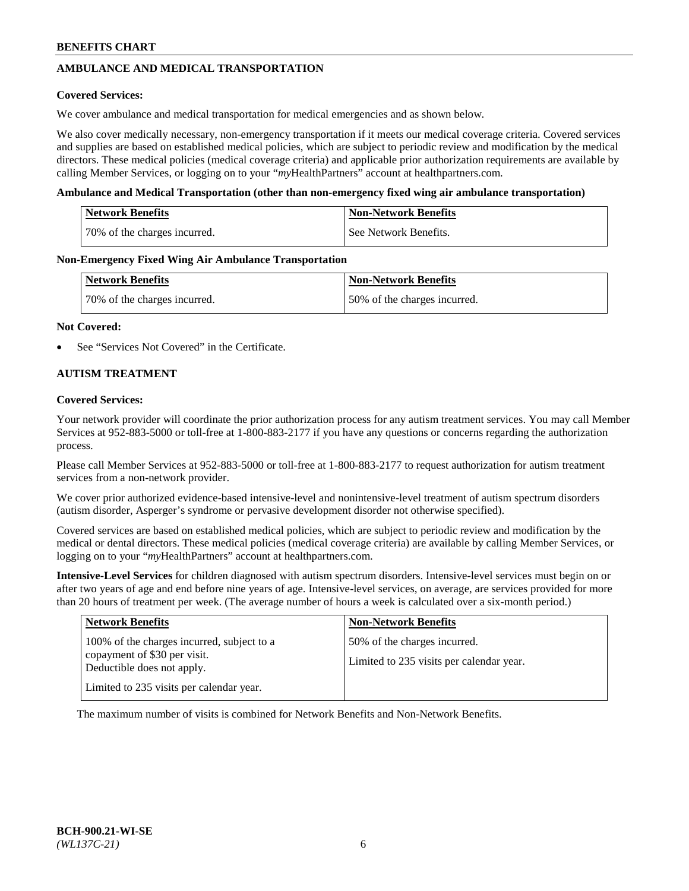## AMBULANCE AND MEDICAL TRANSPORTATION

**Covered Services:**

We cover ambulance and medical transportation for medical emergencies and as shown below.

We also cover medically necessary, non-emergency transportation if it meets our medical coverage criteria. Covered services and supplies are based on established medical policies, which are subject to periodic review and modification by the medical directors. These medical policies (medical coverage criteria) and applicable prior authorization requirements are available by calling Member Services, or logging on to your "*my*HealthPartners" account at healthpartners.com.

**Ambulance and Medical Transportation (other than non-emergency fixed wing air ambulance transportation)**

| Network Benefits | Non-Network Benefits |
|---|---|
| 70% of the charges incurred. | See Network Benefits. |

**Non-Emergency Fixed Wing Air Ambulance Transportation**

| Network Benefits | Non-Network Benefits |
|---|---|
| 70% of the charges incurred. | 50% of the charges incurred. |

**Not Covered:**

- See "Services Not Covered" in the Certificate.

## AUTISM TREATMENT

**Covered Services:**

Your network provider will coordinate the prior authorization process for any autism treatment services. You may call Member Services at 952-883-5000 or toll-free at 1-800-883-2177 if you have any questions or concerns regarding the authorization process.

Please call Member Services at 952-883-5000 or toll-free at 1-800-883-2177 to request authorization for autism treatment services from a non-network provider.

We cover prior authorized evidence-based intensive-level and nonintensive-level treatment of autism spectrum disorders (autism disorder, Asperger's syndrome or pervasive development disorder not otherwise specified).

Covered services are based on established medical policies, which are subject to periodic review and modification by the medical or dental directors. These medical policies (medical coverage criteria) are available by calling Member Services, or logging on to your "*my*HealthPartners" account at healthpartners.com.

**Intensive-Level Services** for children diagnosed with autism spectrum disorders. Intensive-level services must begin on or after two years of age and end before nine years of age. Intensive-level services, on average, are services provided for more than 20 hours of treatment per week. (The average number of hours a week is calculated over a six-month period.)

| Network Benefits | Non-Network Benefits |
|---|---|
| 100% of the charges incurred, subject to a copayment of $30 per visit. Deductible does not apply.<br><br>Limited to 235 visits per calendar year. | 50% of the charges incurred.<br><br>Limited to 235 visits per calendar year. |

The maximum number of visits is combined for Network Benefits and Non-Network Benefits.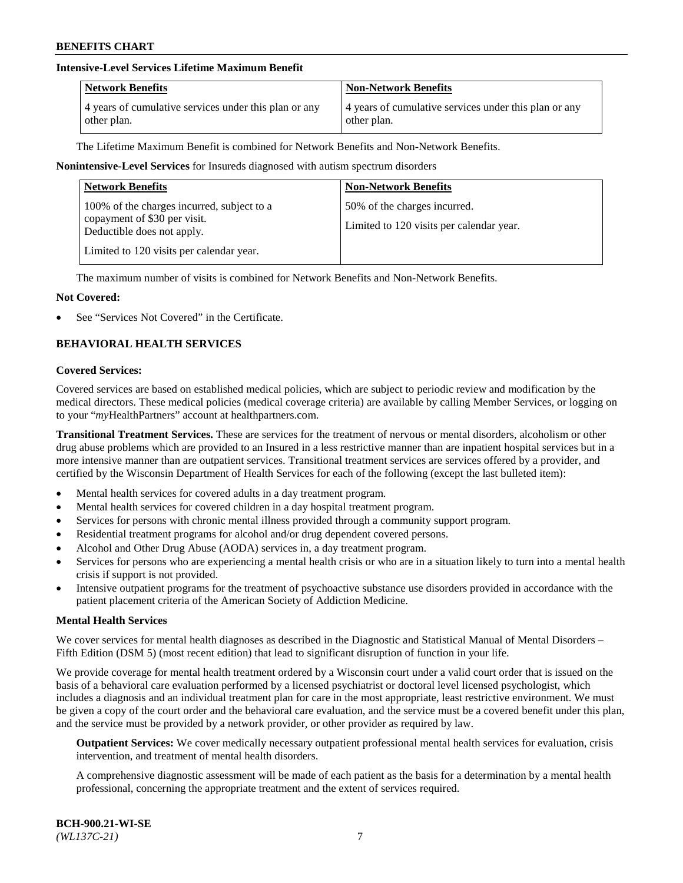**Intensive-Level Services Lifetime Maximum Benefit**

| Network Benefits | Non-Network Benefits |
|---|---|
| 4 years of cumulative services under this plan or any other plan. | 4 years of cumulative services under this plan or any other plan. |

The Lifetime Maximum Benefit is combined for Network Benefits and Non-Network Benefits.

**Nonintensive-Level Services** for Insureds diagnosed with autism spectrum disorders

| Network Benefits | Non-Network Benefits |
|---|---|
| 100% of the charges incurred, subject to a copayment of $30 per visit. Deductible does not apply.<br><br>Limited to 120 visits per calendar year. | 50% of the charges incurred.<br><br>Limited to 120 visits per calendar year. |

The maximum number of visits is combined for Network Benefits and Non-Network Benefits.

**Not Covered:**

- See "Services Not Covered" in the Certificate.

## BEHAVIORAL HEALTH SERVICES

**Covered Services:**

Covered services are based on established medical policies, which are subject to periodic review and modification by the medical directors. These medical policies (medical coverage criteria) are available by calling Member Services, or logging on to your "*my*HealthPartners" account at healthpartners.com.

**Transitional Treatment Services.** These are services for the treatment of nervous or mental disorders, alcoholism or other drug abuse problems which are provided to an Insured in a less restrictive manner than are inpatient hospital services but in a more intensive manner than are outpatient services. Transitional treatment services are services offered by a provider, and certified by the Wisconsin Department of Health Services for each of the following (except the last bulleted item):

- Mental health services for covered adults in a day treatment program.
- Mental health services for covered children in a day hospital treatment program.
- Services for persons with chronic mental illness provided through a community support program.
- Residential treatment programs for alcohol and/or drug dependent covered persons.
- Alcohol and Other Drug Abuse (AODA) services in, a day treatment program.
- Services for persons who are experiencing a mental health crisis or who are in a situation likely to turn into a mental health crisis if support is not provided.
- Intensive outpatient programs for the treatment of psychoactive substance use disorders provided in accordance with the patient placement criteria of the American Society of Addiction Medicine.

**Mental Health Services**

We cover services for mental health diagnoses as described in the Diagnostic and Statistical Manual of Mental Disorders – Fifth Edition (DSM 5) (most recent edition) that lead to significant disruption of function in your life.

We provide coverage for mental health treatment ordered by a Wisconsin court under a valid court order that is issued on the basis of a behavioral care evaluation performed by a licensed psychiatrist or doctoral level licensed psychologist, which includes a diagnosis and an individual treatment plan for care in the most appropriate, least restrictive environment. We must be given a copy of the court order and the behavioral care evaluation, and the service must be a covered benefit under this plan, and the service must be provided by a network provider, or other provider as required by law.

**Outpatient Services:** We cover medically necessary outpatient professional mental health services for evaluation, crisis intervention, and treatment of mental health disorders.

A comprehensive diagnostic assessment will be made of each patient as the basis for a determination by a mental health professional, concerning the appropriate treatment and the extent of services required.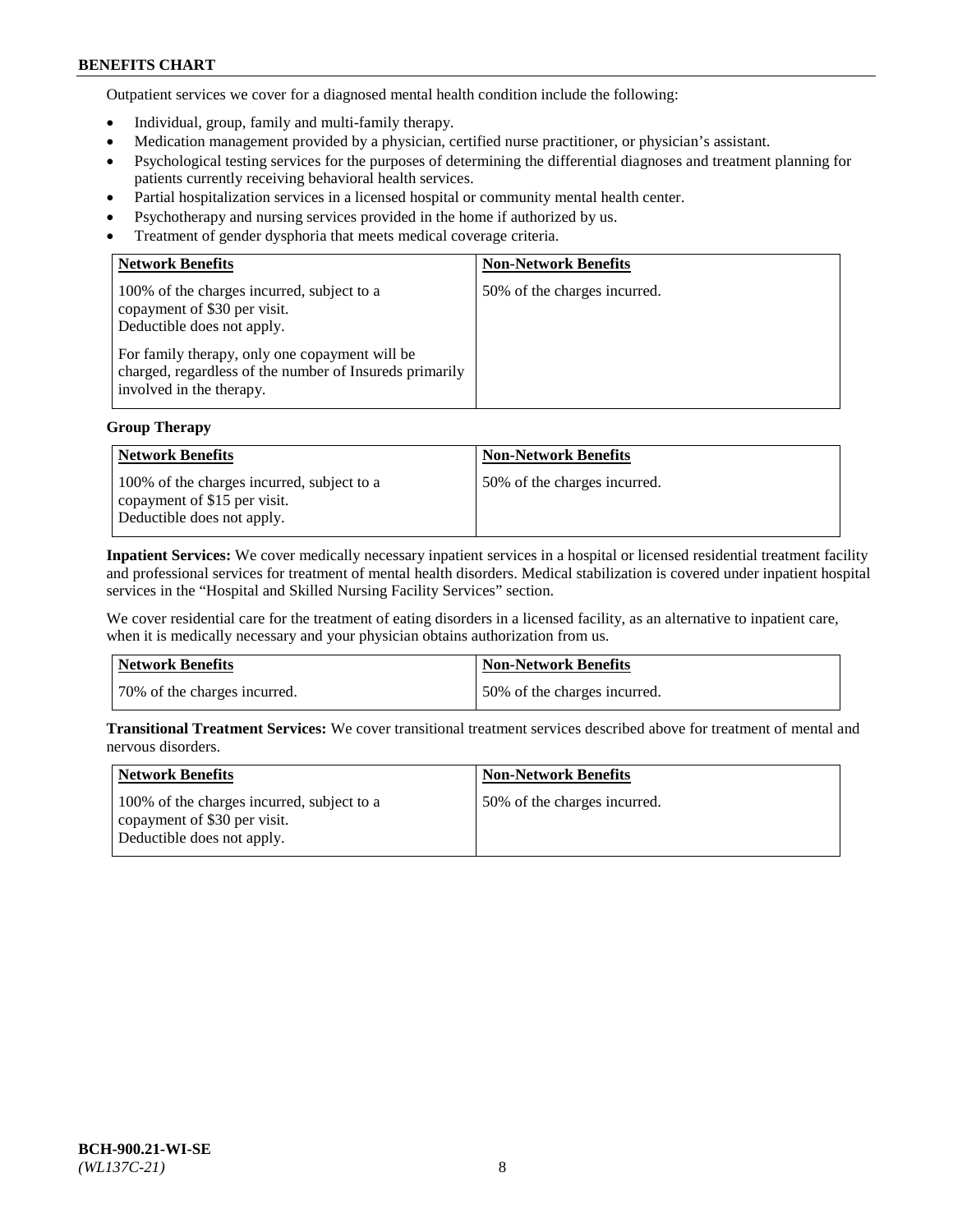Outpatient services we cover for a diagnosed mental health condition include the following:

- Individual, group, family and multi-family therapy.
- Medication management provided by a physician, certified nurse practitioner, or physician's assistant.
- Psychological testing services for the purposes of determining the differential diagnoses and treatment planning for patients currently receiving behavioral health services.
- Partial hospitalization services in a licensed hospital or community mental health center.
- Psychotherapy and nursing services provided in the home if authorized by us.
- Treatment of gender dysphoria that meets medical coverage criteria.

| Network Benefits | Non-Network Benefits |
|---|---|
| 100% of the charges incurred, subject to a copayment of $30 per visit. Deductible does not apply.<br><br>For family therapy, only one copayment will be charged, regardless of the number of Insureds primarily involved in the therapy. | 50% of the charges incurred. |

**Group Therapy**

| Network Benefits | Non-Network Benefits |
|---|---|
| 100% of the charges incurred, subject to a copayment of $15 per visit. Deductible does not apply. | 50% of the charges incurred. |

**Inpatient Services:** We cover medically necessary inpatient services in a hospital or licensed residential treatment facility and professional services for treatment of mental health disorders. Medical stabilization is covered under inpatient hospital services in the "Hospital and Skilled Nursing Facility Services" section.

We cover residential care for the treatment of eating disorders in a licensed facility, as an alternative to inpatient care, when it is medically necessary and your physician obtains authorization from us.

| Network Benefits | Non-Network Benefits |
|---|---|
| 70% of the charges incurred. | 50% of the charges incurred. |

**Transitional Treatment Services:** We cover transitional treatment services described above for treatment of mental and nervous disorders.

| Network Benefits | Non-Network Benefits |
|---|---|
| 100% of the charges incurred, subject to a copayment of $30 per visit. Deductible does not apply. | 50% of the charges incurred. |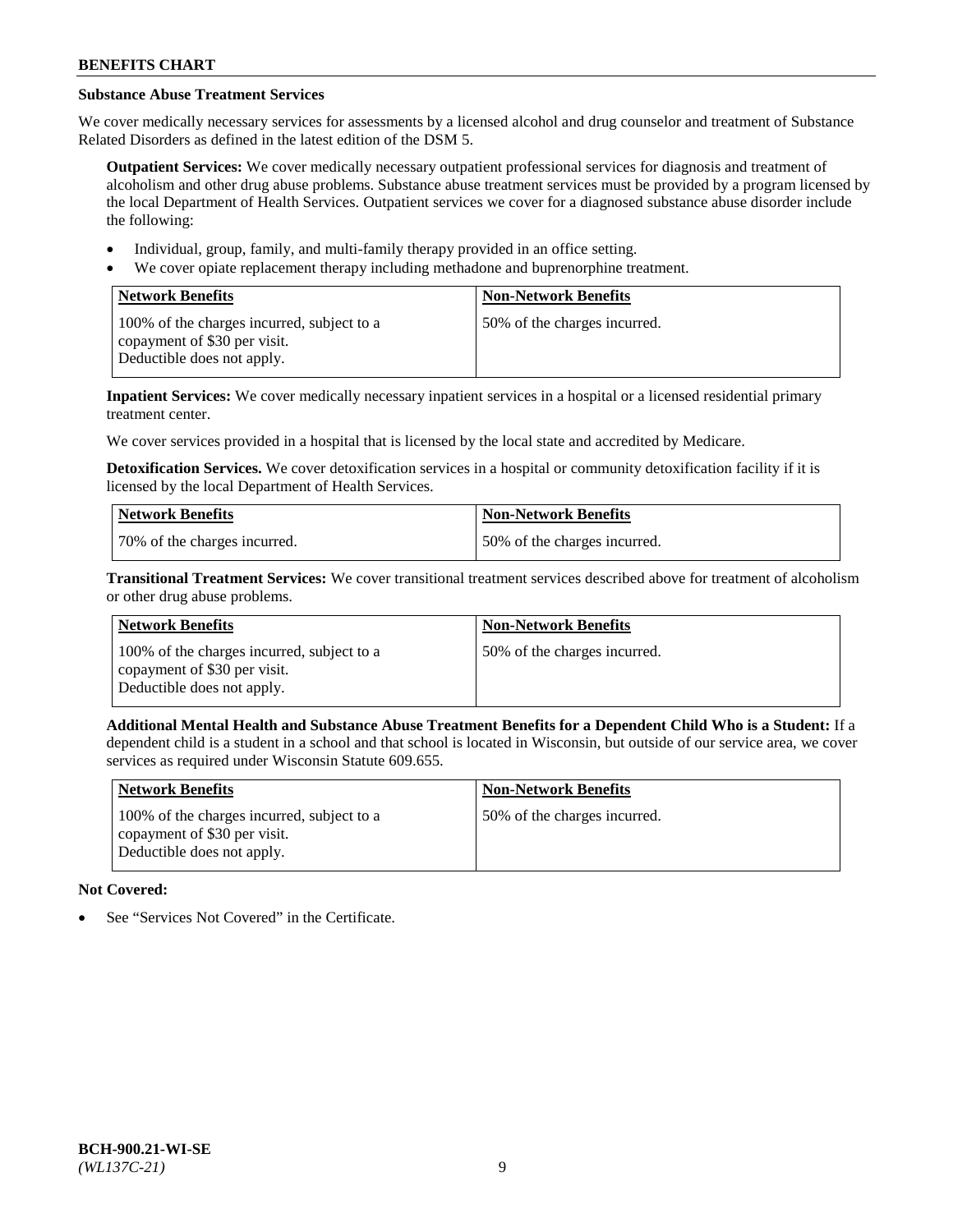## Substance Abuse Treatment Services

We cover medically necessary services for assessments by a licensed alcohol and drug counselor and treatment of Substance Related Disorders as defined in the latest edition of the DSM 5.

**Outpatient Services:** We cover medically necessary outpatient professional services for diagnosis and treatment of alcoholism and other drug abuse problems. Substance abuse treatment services must be provided by a program licensed by the local Department of Health Services. Outpatient services we cover for a diagnosed substance abuse disorder include the following:

- Individual, group, family, and multi-family therapy provided in an office setting.
- We cover opiate replacement therapy including methadone and buprenorphine treatment.

| Network Benefits | Non-Network Benefits |
| --- | --- |
| 100% of the charges incurred, subject to a copayment of $30 per visit. Deductible does not apply. | 50% of the charges incurred. |

**Inpatient Services:** We cover medically necessary inpatient services in a hospital or a licensed residential primary treatment center.

We cover services provided in a hospital that is licensed by the local state and accredited by Medicare.

**Detoxification Services.** We cover detoxification services in a hospital or community detoxification facility if it is licensed by the local Department of Health Services.

| Network Benefits | Non-Network Benefits |
| --- | --- |
| 70% of the charges incurred. | 50% of the charges incurred. |

**Transitional Treatment Services:** We cover transitional treatment services described above for treatment of alcoholism or other drug abuse problems.

| Network Benefits | Non-Network Benefits |
| --- | --- |
| 100% of the charges incurred, subject to a copayment of $30 per visit. Deductible does not apply. | 50% of the charges incurred. |

**Additional Mental Health and Substance Abuse Treatment Benefits for a Dependent Child Who is a Student:** If a dependent child is a student in a school and that school is located in Wisconsin, but outside of our service area, we cover services as required under Wisconsin Statute 609.655.

| Network Benefits | Non-Network Benefits |
| --- | --- |
| 100% of the charges incurred, subject to a copayment of $30 per visit. Deductible does not apply. | 50% of the charges incurred. |

**Not Covered:**

- See "Services Not Covered" in the Certificate.

BCH-900.21-WI-SE
*(WL137C-21)*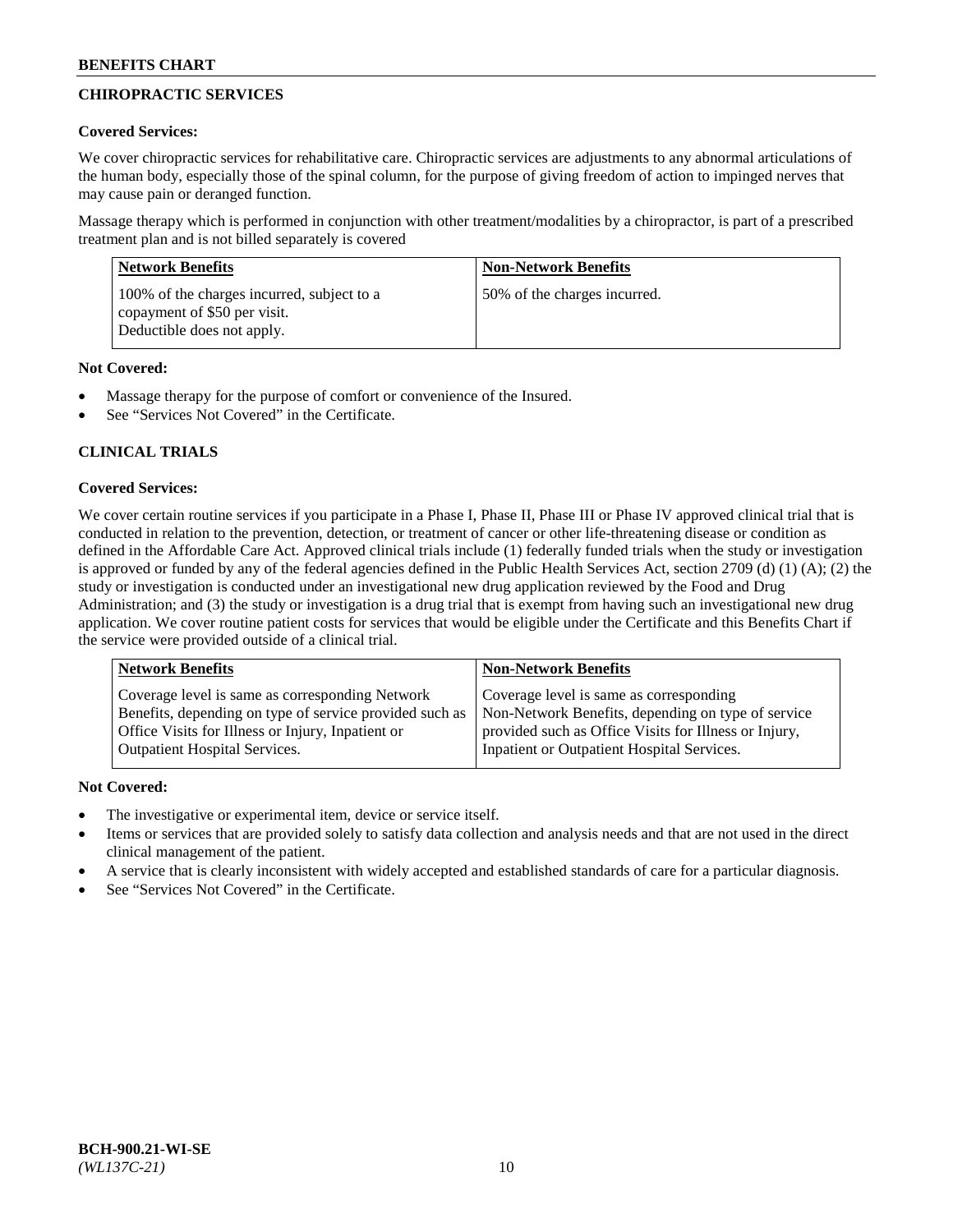## CHIROPRACTIC SERVICES

**Covered Services:**

We cover chiropractic services for rehabilitative care. Chiropractic services are adjustments to any abnormal articulations of the human body, especially those of the spinal column, for the purpose of giving freedom of action to impinged nerves that may cause pain or deranged function.

Massage therapy which is performed in conjunction with other treatment/modalities by a chiropractor, is part of a prescribed treatment plan and is not billed separately is covered

| Network Benefits | Non-Network Benefits |
|---|---|
| 100% of the charges incurred, subject to a copayment of $50 per visit. Deductible does not apply. | 50% of the charges incurred. |

**Not Covered:**

- Massage therapy for the purpose of comfort or convenience of the Insured.
- See "Services Not Covered" in the Certificate.

## CLINICAL TRIALS

**Covered Services:**

We cover certain routine services if you participate in a Phase I, Phase II, Phase III or Phase IV approved clinical trial that is conducted in relation to the prevention, detection, or treatment of cancer or other life-threatening disease or condition as defined in the Affordable Care Act. Approved clinical trials include (1) federally funded trials when the study or investigation is approved or funded by any of the federal agencies defined in the Public Health Services Act, section 2709 (d) (1) (A); (2) the study or investigation is conducted under an investigational new drug application reviewed by the Food and Drug Administration; and (3) the study or investigation is a drug trial that is exempt from having such an investigational new drug application. We cover routine patient costs for services that would be eligible under the Certificate and this Benefits Chart if the service were provided outside of a clinical trial.

| Network Benefits | Non-Network Benefits |
|---|---|
| Coverage level is same as corresponding Network Benefits, depending on type of service provided such as Office Visits for Illness or Injury, Inpatient or Outpatient Hospital Services. | Coverage level is same as corresponding Non-Network Benefits, depending on type of service provided such as Office Visits for Illness or Injury, Inpatient or Outpatient Hospital Services. |

**Not Covered:**

- The investigative or experimental item, device or service itself.
- Items or services that are provided solely to satisfy data collection and analysis needs and that are not used in the direct clinical management of the patient.
- A service that is clearly inconsistent with widely accepted and established standards of care for a particular diagnosis.
- See "Services Not Covered" in the Certificate.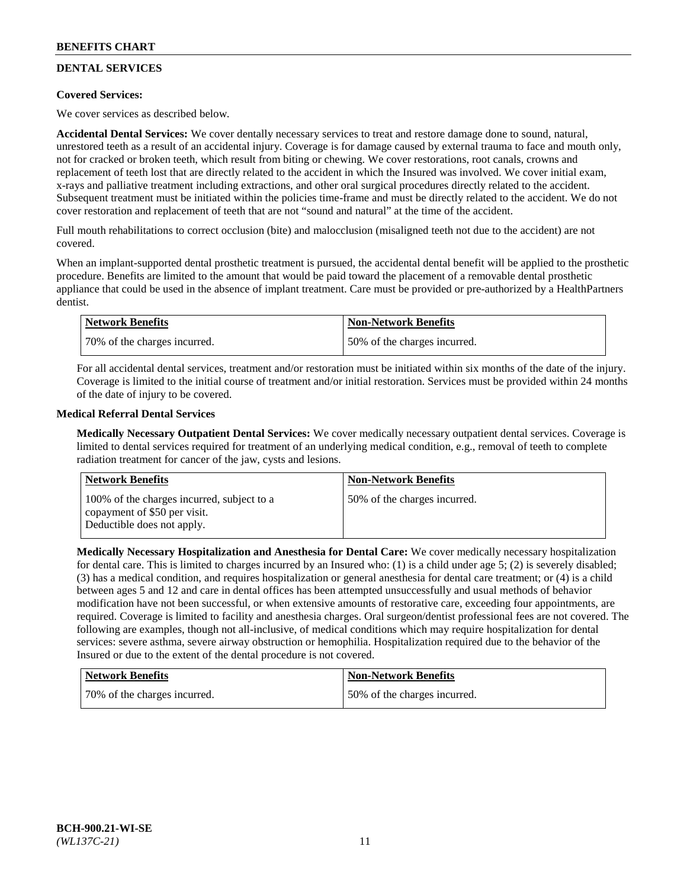## DENTAL SERVICES

**Covered Services:**

We cover services as described below.

**Accidental Dental Services:** We cover dentally necessary services to treat and restore damage done to sound, natural, unrestored teeth as a result of an accidental injury. Coverage is for damage caused by external trauma to face and mouth only, not for cracked or broken teeth, which result from biting or chewing. We cover restorations, root canals, crowns and replacement of teeth lost that are directly related to the accident in which the Insured was involved. We cover initial exam, x-rays and palliative treatment including extractions, and other oral surgical procedures directly related to the accident. Subsequent treatment must be initiated within the policies time-frame and must be directly related to the accident. We do not cover restoration and replacement of teeth that are not "sound and natural" at the time of the accident.

Full mouth rehabilitations to correct occlusion (bite) and malocclusion (misaligned teeth not due to the accident) are not covered.

When an implant-supported dental prosthetic treatment is pursued, the accidental dental benefit will be applied to the prosthetic procedure. Benefits are limited to the amount that would be paid toward the placement of a removable dental prosthetic appliance that could be used in the absence of implant treatment. Care must be provided or pre-authorized by a HealthPartners dentist.

| Network Benefits | Non-Network Benefits |
|---|---|
| 70% of the charges incurred. | 50% of the charges incurred. |

For all accidental dental services, treatment and/or restoration must be initiated within six months of the date of the injury. Coverage is limited to the initial course of treatment and/or initial restoration. Services must be provided within 24 months of the date of injury to be covered.

**Medical Referral Dental Services**

**Medically Necessary Outpatient Dental Services:** We cover medically necessary outpatient dental services. Coverage is limited to dental services required for treatment of an underlying medical condition, e.g., removal of teeth to complete radiation treatment for cancer of the jaw, cysts and lesions.

| Network Benefits | Non-Network Benefits |
|---|---|
| 100% of the charges incurred, subject to a copayment of $50 per visit. Deductible does not apply. | 50% of the charges incurred. |

**Medically Necessary Hospitalization and Anesthesia for Dental Care:** We cover medically necessary hospitalization for dental care. This is limited to charges incurred by an Insured who: (1) is a child under age 5; (2) is severely disabled; (3) has a medical condition, and requires hospitalization or general anesthesia for dental care treatment; or (4) is a child between ages 5 and 12 and care in dental offices has been attempted unsuccessfully and usual methods of behavior modification have not been successful, or when extensive amounts of restorative care, exceeding four appointments, are required. Coverage is limited to facility and anesthesia charges. Oral surgeon/dentist professional fees are not covered. The following are examples, though not all-inclusive, of medical conditions which may require hospitalization for dental services: severe asthma, severe airway obstruction or hemophilia. Hospitalization required due to the behavior of the Insured or due to the extent of the dental procedure is not covered.

| Network Benefits | Non-Network Benefits |
|---|---|
| 70% of the charges incurred. | 50% of the charges incurred. |

BCH-900.21-WI-SE
*(WL137C-21)*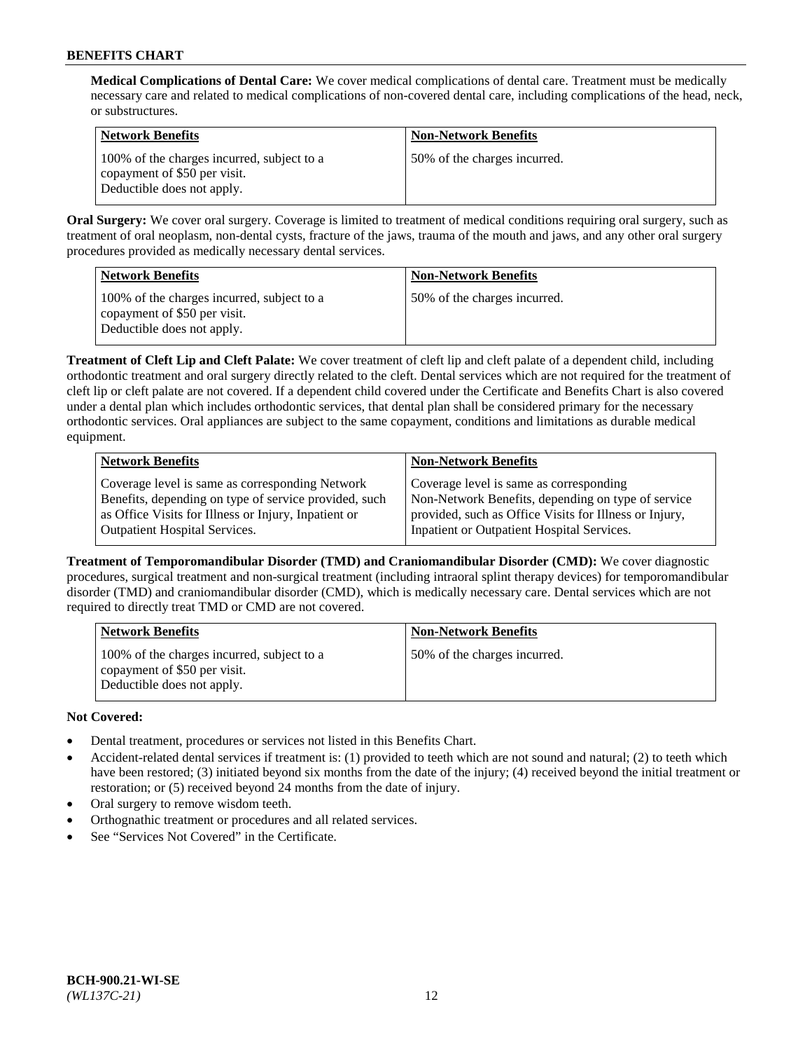**Medical Complications of Dental Care:** We cover medical complications of dental care. Treatment must be medically necessary care and related to medical complications of non-covered dental care, including complications of the head, neck, or substructures.

| Network Benefits | Non-Network Benefits |
|---|---|
| 100% of the charges incurred, subject to a copayment of $50 per visit. Deductible does not apply. | 50% of the charges incurred. |

**Oral Surgery:** We cover oral surgery. Coverage is limited to treatment of medical conditions requiring oral surgery, such as treatment of oral neoplasm, non-dental cysts, fracture of the jaws, trauma of the mouth and jaws, and any other oral surgery procedures provided as medically necessary dental services.

| Network Benefits | Non-Network Benefits |
|---|---|
| 100% of the charges incurred, subject to a copayment of $50 per visit. Deductible does not apply. | 50% of the charges incurred. |

**Treatment of Cleft Lip and Cleft Palate:** We cover treatment of cleft lip and cleft palate of a dependent child, including orthodontic treatment and oral surgery directly related to the cleft. Dental services which are not required for the treatment of cleft lip or cleft palate are not covered. If a dependent child covered under the Certificate and Benefits Chart is also covered under a dental plan which includes orthodontic services, that dental plan shall be considered primary for the necessary orthodontic services. Oral appliances are subject to the same copayment, conditions and limitations as durable medical equipment.

| Network Benefits | Non-Network Benefits |
|---|---|
| Coverage level is same as corresponding Network Benefits, depending on type of service provided, such as Office Visits for Illness or Injury, Inpatient or Outpatient Hospital Services. | Coverage level is same as corresponding Non-Network Benefits, depending on type of service provided, such as Office Visits for Illness or Injury, Inpatient or Outpatient Hospital Services. |

**Treatment of Temporomandibular Disorder (TMD) and Craniomandibular Disorder (CMD):** We cover diagnostic procedures, surgical treatment and non-surgical treatment (including intraoral splint therapy devices) for temporomandibular disorder (TMD) and craniomandibular disorder (CMD), which is medically necessary care. Dental services which are not required to directly treat TMD or CMD are not covered.

| Network Benefits | Non-Network Benefits |
|---|---|
| 100% of the charges incurred, subject to a copayment of $50 per visit. Deductible does not apply. | 50% of the charges incurred. |

**Not Covered:**

- Dental treatment, procedures or services not listed in this Benefits Chart.
- Accident-related dental services if treatment is: (1) provided to teeth which are not sound and natural; (2) to teeth which have been restored; (3) initiated beyond six months from the date of the injury; (4) received beyond the initial treatment or restoration; or (5) received beyond 24 months from the date of injury.
- Oral surgery to remove wisdom teeth.
- Orthognathic treatment or procedures and all related services.
- See "Services Not Covered" in the Certificate.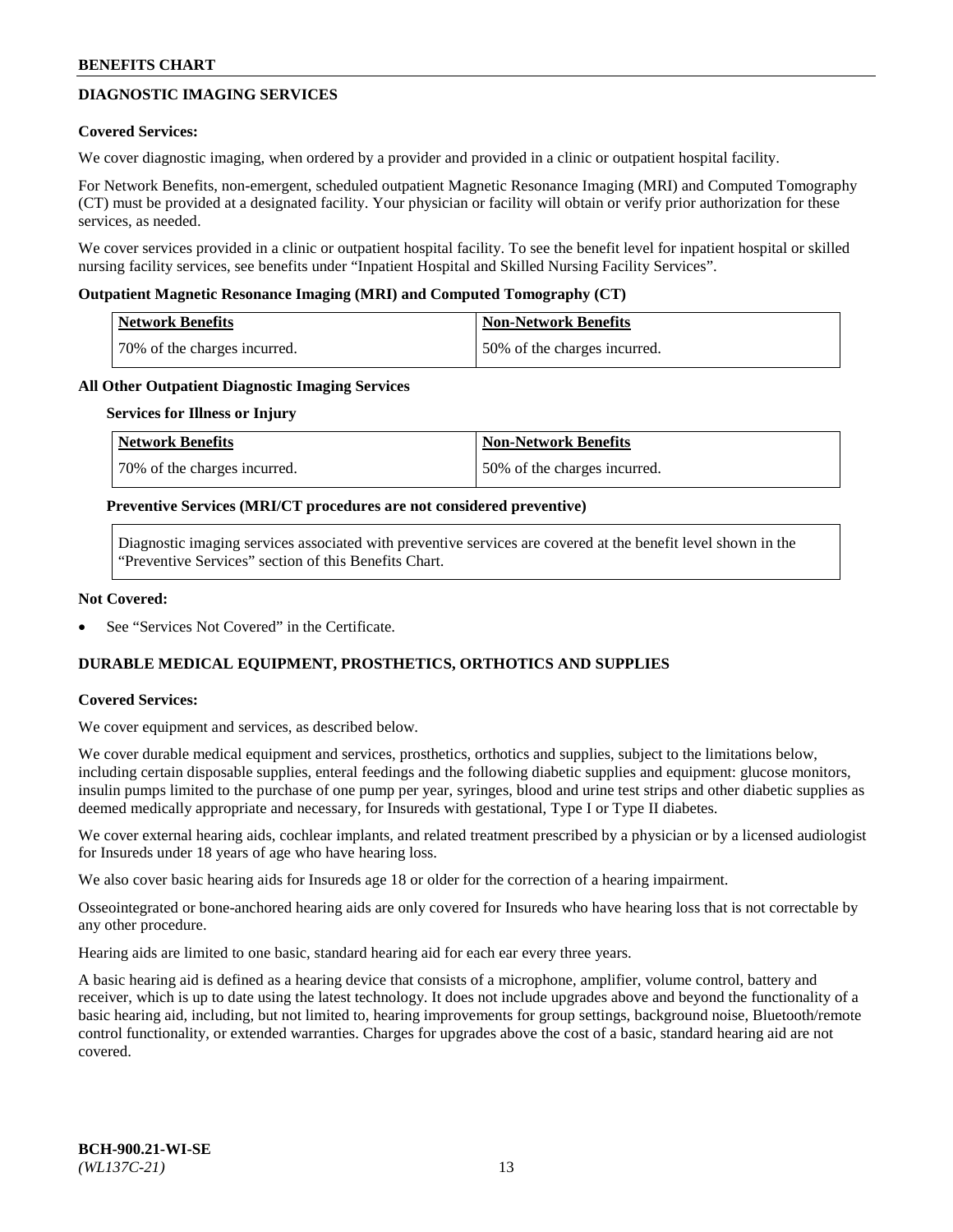## DIAGNOSTIC IMAGING SERVICES

**Covered Services:**

We cover diagnostic imaging, when ordered by a provider and provided in a clinic or outpatient hospital facility.

For Network Benefits, non-emergent, scheduled outpatient Magnetic Resonance Imaging (MRI) and Computed Tomography (CT) must be provided at a designated facility. Your physician or facility will obtain or verify prior authorization for these services, as needed.

We cover services provided in a clinic or outpatient hospital facility. To see the benefit level for inpatient hospital or skilled nursing facility services, see benefits under "Inpatient Hospital and Skilled Nursing Facility Services".

**Outpatient Magnetic Resonance Imaging (MRI) and Computed Tomography (CT)**

| Network Benefits | Non-Network Benefits |
|---|---|
| 70% of the charges incurred. | 50% of the charges incurred. |

**All Other Outpatient Diagnostic Imaging Services**

**Services for Illness or Injury**

| Network Benefits | Non-Network Benefits |
|---|---|
| 70% of the charges incurred. | 50% of the charges incurred. |

**Preventive Services (MRI/CT procedures are not considered preventive)**

Diagnostic imaging services associated with preventive services are covered at the benefit level shown in the "Preventive Services" section of this Benefits Chart.

**Not Covered:**

- See "Services Not Covered" in the Certificate.

## DURABLE MEDICAL EQUIPMENT, PROSTHETICS, ORTHOTICS AND SUPPLIES

**Covered Services:**

We cover equipment and services, as described below.

We cover durable medical equipment and services, prosthetics, orthotics and supplies, subject to the limitations below, including certain disposable supplies, enteral feedings and the following diabetic supplies and equipment: glucose monitors, insulin pumps limited to the purchase of one pump per year, syringes, blood and urine test strips and other diabetic supplies as deemed medically appropriate and necessary, for Insureds with gestational, Type I or Type II diabetes.

We cover external hearing aids, cochlear implants, and related treatment prescribed by a physician or by a licensed audiologist for Insureds under 18 years of age who have hearing loss.

We also cover basic hearing aids for Insureds age 18 or older for the correction of a hearing impairment.

Osseointegrated or bone-anchored hearing aids are only covered for Insureds who have hearing loss that is not correctable by any other procedure.

Hearing aids are limited to one basic, standard hearing aid for each ear every three years.

A basic hearing aid is defined as a hearing device that consists of a microphone, amplifier, volume control, battery and receiver, which is up to date using the latest technology. It does not include upgrades above and beyond the functionality of a basic hearing aid, including, but not limited to, hearing improvements for group settings, background noise, Bluetooth/remote control functionality, or extended warranties. Charges for upgrades above the cost of a basic, standard hearing aid are not covered.

BCH-900.21-WI-SE
*(WL137C-21)*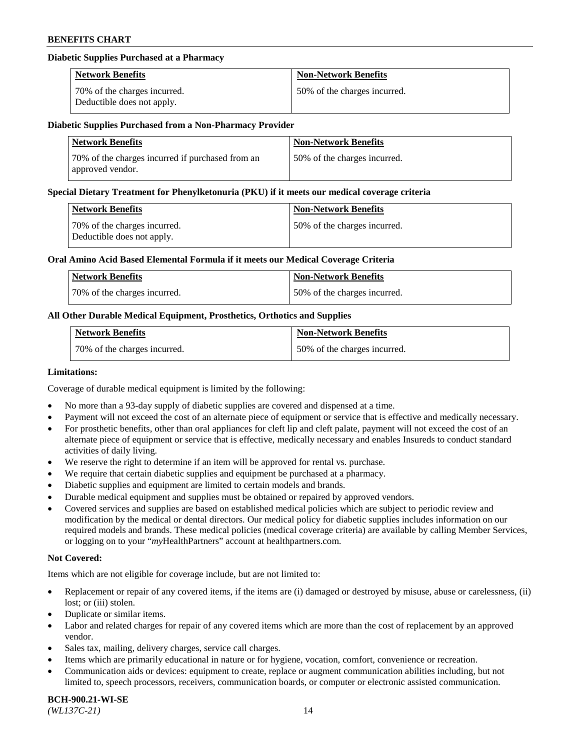#### Diabetic Supplies Purchased at a Pharmacy

| Network Benefits | Non-Network Benefits |
| --- | --- |
| 70% of the charges incurred. Deductible does not apply. | 50% of the charges incurred. |

#### Diabetic Supplies Purchased from a Non-Pharmacy Provider

| Network Benefits | Non-Network Benefits |
| --- | --- |
| 70% of the charges incurred if purchased from an approved vendor. | 50% of the charges incurred. |

#### Special Dietary Treatment for Phenylketonuria (PKU) if it meets our medical coverage criteria

| Network Benefits | Non-Network Benefits |
| --- | --- |
| 70% of the charges incurred. Deductible does not apply. | 50% of the charges incurred. |

#### Oral Amino Acid Based Elemental Formula if it meets our Medical Coverage Criteria

| Network Benefits | Non-Network Benefits |
| --- | --- |
| 70% of the charges incurred. | 50% of the charges incurred. |

#### All Other Durable Medical Equipment, Prosthetics, Orthotics and Supplies

| Network Benefits | Non-Network Benefits |
| --- | --- |
| 70% of the charges incurred. | 50% of the charges incurred. |

**Limitations:**

Coverage of durable medical equipment is limited by the following:

- No more than a 93-day supply of diabetic supplies are covered and dispensed at a time.
- Payment will not exceed the cost of an alternate piece of equipment or service that is effective and medically necessary.
- For prosthetic benefits, other than oral appliances for cleft lip and cleft palate, payment will not exceed the cost of an alternate piece of equipment or service that is effective, medically necessary and enables Insureds to conduct standard activities of daily living.
- We reserve the right to determine if an item will be approved for rental vs. purchase.
- We require that certain diabetic supplies and equipment be purchased at a pharmacy.
- Diabetic supplies and equipment are limited to certain models and brands.
- Durable medical equipment and supplies must be obtained or repaired by approved vendors.
- Covered services and supplies are based on established medical policies which are subject to periodic review and modification by the medical or dental directors. Our medical policy for diabetic supplies includes information on our required models and brands. These medical policies (medical coverage criteria) are available by calling Member Services, or logging on to your "*my*HealthPartners" account at healthpartners.com.

**Not Covered:**

Items which are not eligible for coverage include, but are not limited to:

- Replacement or repair of any covered items, if the items are (i) damaged or destroyed by misuse, abuse or carelessness, (ii) lost; or (iii) stolen.
- Duplicate or similar items.
- Labor and related charges for repair of any covered items which are more than the cost of replacement by an approved vendor.
- Sales tax, mailing, delivery charges, service call charges.
- Items which are primarily educational in nature or for hygiene, vocation, comfort, convenience or recreation.
- Communication aids or devices: equipment to create, replace or augment communication abilities including, but not limited to, speech processors, receivers, communication boards, or computer or electronic assisted communication.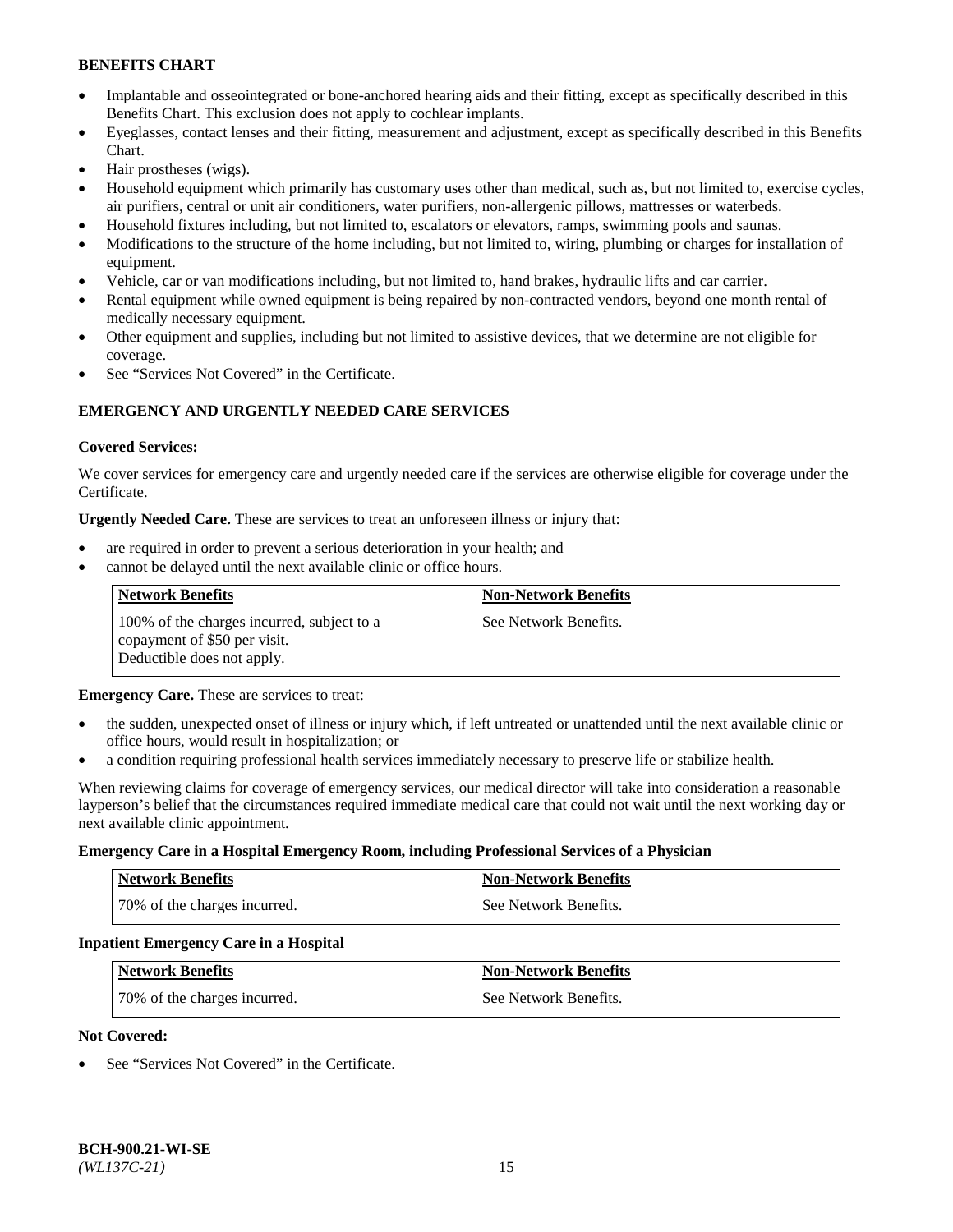- Implantable and osseointegrated or bone-anchored hearing aids and their fitting, except as specifically described in this Benefits Chart. This exclusion does not apply to cochlear implants.
- Eyeglasses, contact lenses and their fitting, measurement and adjustment, except as specifically described in this Benefits Chart.
- Hair prostheses (wigs).
- Household equipment which primarily has customary uses other than medical, such as, but not limited to, exercise cycles, air purifiers, central or unit air conditioners, water purifiers, non-allergenic pillows, mattresses or waterbeds.
- Household fixtures including, but not limited to, escalators or elevators, ramps, swimming pools and saunas.
- Modifications to the structure of the home including, but not limited to, wiring, plumbing or charges for installation of equipment.
- Vehicle, car or van modifications including, but not limited to, hand brakes, hydraulic lifts and car carrier.
- Rental equipment while owned equipment is being repaired by non-contracted vendors, beyond one month rental of medically necessary equipment.
- Other equipment and supplies, including but not limited to assistive devices, that we determine are not eligible for coverage.
- See "Services Not Covered" in the Certificate.

## EMERGENCY AND URGENTLY NEEDED CARE SERVICES

**Covered Services:**

We cover services for emergency care and urgently needed care if the services are otherwise eligible for coverage under the Certificate.

**Urgently Needed Care.** These are services to treat an unforeseen illness or injury that:

- are required in order to prevent a serious deterioration in your health; and
- cannot be delayed until the next available clinic or office hours.

| Network Benefits | Non-Network Benefits |
|---|---|
| 100% of the charges incurred, subject to a copayment of $50 per visit. Deductible does not apply. | See Network Benefits. |

**Emergency Care.** These are services to treat:

- the sudden, unexpected onset of illness or injury which, if left untreated or unattended until the next available clinic or office hours, would result in hospitalization; or
- a condition requiring professional health services immediately necessary to preserve life or stabilize health.

When reviewing claims for coverage of emergency services, our medical director will take into consideration a reasonable layperson's belief that the circumstances required immediate medical care that could not wait until the next working day or next available clinic appointment.

**Emergency Care in a Hospital Emergency Room, including Professional Services of a Physician**

| Network Benefits | Non-Network Benefits |
|---|---|
| 70% of the charges incurred. | See Network Benefits. |

**Inpatient Emergency Care in a Hospital**

| Network Benefits | Non-Network Benefits |
|---|---|
| 70% of the charges incurred. | See Network Benefits. |

**Not Covered:**

- See "Services Not Covered" in the Certificate.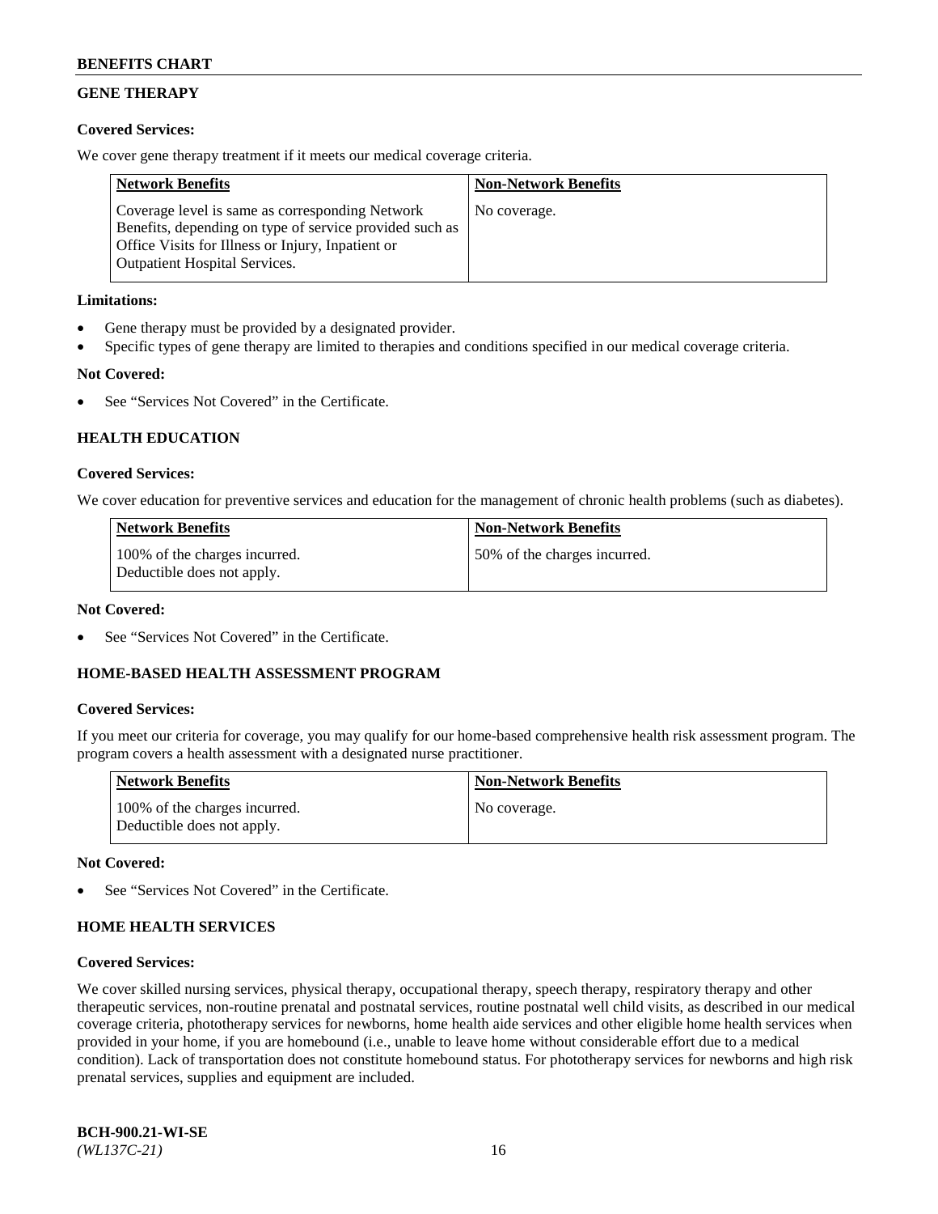## GENE THERAPY

**Covered Services:**

We cover gene therapy treatment if it meets our medical coverage criteria.

| Network Benefits | Non-Network Benefits |
|---|---|
| Coverage level is same as corresponding Network Benefits, depending on type of service provided such as Office Visits for Illness or Injury, Inpatient or Outpatient Hospital Services. | No coverage. |

**Limitations:**

- Gene therapy must be provided by a designated provider.
- Specific types of gene therapy are limited to therapies and conditions specified in our medical coverage criteria.

**Not Covered:**

- See "Services Not Covered" in the Certificate.

## HEALTH EDUCATION

**Covered Services:**

We cover education for preventive services and education for the management of chronic health problems (such as diabetes).

| Network Benefits | Non-Network Benefits |
|---|---|
| 100% of the charges incurred. Deductible does not apply. | 50% of the charges incurred. |

**Not Covered:**

- See "Services Not Covered" in the Certificate.

## HOME-BASED HEALTH ASSESSMENT PROGRAM

**Covered Services:**

If you meet our criteria for coverage, you may qualify for our home-based comprehensive health risk assessment program. The program covers a health assessment with a designated nurse practitioner.

| Network Benefits | Non-Network Benefits |
|---|---|
| 100% of the charges incurred. Deductible does not apply. | No coverage. |

**Not Covered:**

- See "Services Not Covered" in the Certificate.

## HOME HEALTH SERVICES

**Covered Services:**

We cover skilled nursing services, physical therapy, occupational therapy, speech therapy, respiratory therapy and other therapeutic services, non-routine prenatal and postnatal services, routine postnatal well child visits, as described in our medical coverage criteria, phototherapy services for newborns, home health aide services and other eligible home health services when provided in your home, if you are homebound (i.e., unable to leave home without considerable effort due to a medical condition). Lack of transportation does not constitute homebound status. For phototherapy services for newborns and high risk prenatal services, supplies and equipment are included.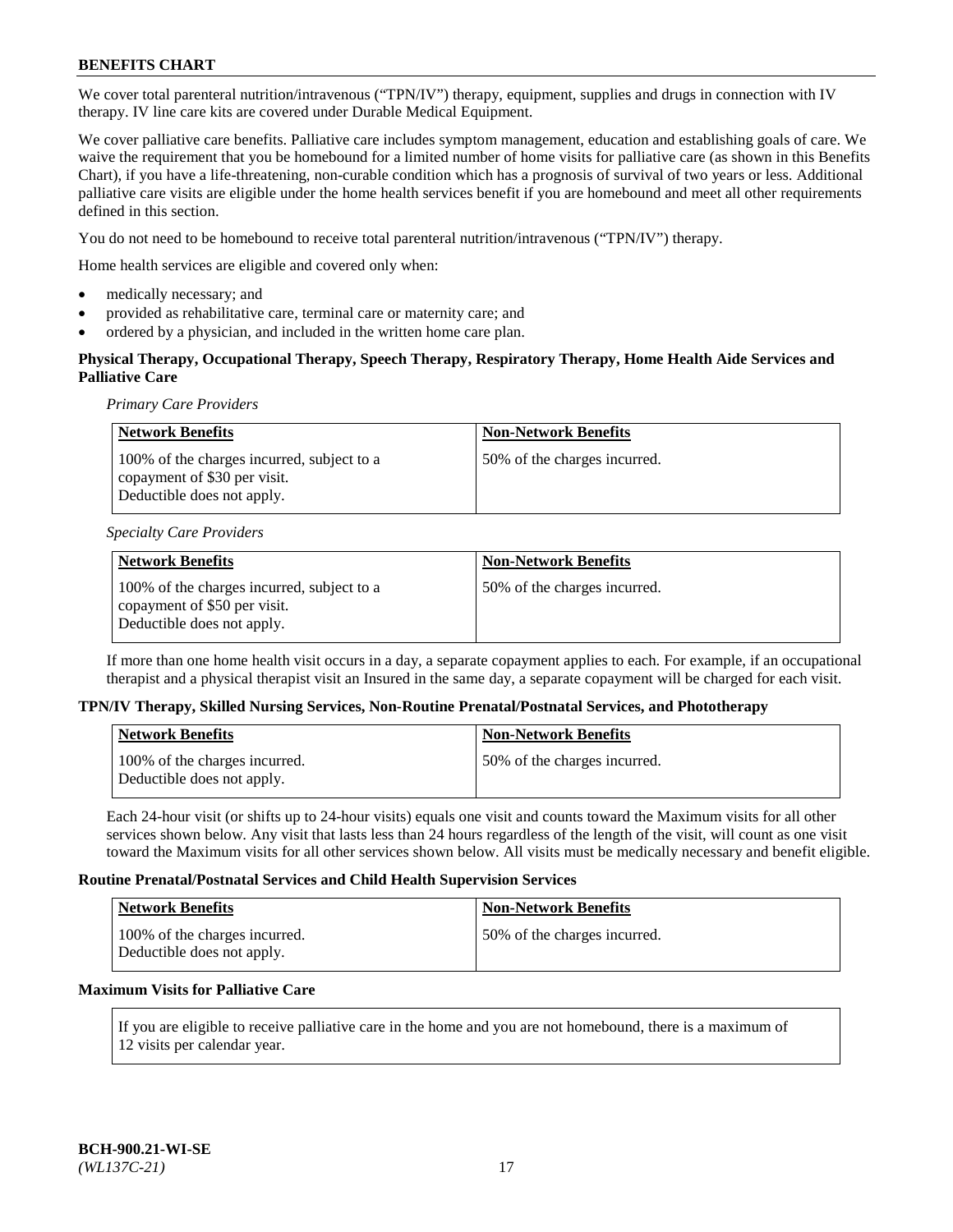We cover total parenteral nutrition/intravenous ("TPN/IV") therapy, equipment, supplies and drugs in connection with IV therapy. IV line care kits are covered under Durable Medical Equipment.

We cover palliative care benefits. Palliative care includes symptom management, education and establishing goals of care. We waive the requirement that you be homebound for a limited number of home visits for palliative care (as shown in this Benefits Chart), if you have a life-threatening, non-curable condition which has a prognosis of survival of two years or less. Additional palliative care visits are eligible under the home health services benefit if you are homebound and meet all other requirements defined in this section.

You do not need to be homebound to receive total parenteral nutrition/intravenous ("TPN/IV") therapy.

Home health services are eligible and covered only when:

- medically necessary; and
- provided as rehabilitative care, terminal care or maternity care; and
- ordered by a physician, and included in the written home care plan.

**Physical Therapy, Occupational Therapy, Speech Therapy, Respiratory Therapy, Home Health Aide Services and Palliative Care**

*Primary Care Providers*

| Network Benefits | Non-Network Benefits |
|---|---|
| 100% of the charges incurred, subject to a copayment of $30 per visit. Deductible does not apply. | 50% of the charges incurred. |

*Specialty Care Providers*

| Network Benefits | Non-Network Benefits |
|---|---|
| 100% of the charges incurred, subject to a copayment of $50 per visit. Deductible does not apply. | 50% of the charges incurred. |

If more than one home health visit occurs in a day, a separate copayment applies to each. For example, if an occupational therapist and a physical therapist visit an Insured in the same day, a separate copayment will be charged for each visit.

**TPN/IV Therapy, Skilled Nursing Services, Non-Routine Prenatal/Postnatal Services, and Phototherapy**

| Network Benefits | Non-Network Benefits |
|---|---|
| 100% of the charges incurred. Deductible does not apply. | 50% of the charges incurred. |

Each 24-hour visit (or shifts up to 24-hour visits) equals one visit and counts toward the Maximum visits for all other services shown below. Any visit that lasts less than 24 hours regardless of the length of the visit, will count as one visit toward the Maximum visits for all other services shown below. All visits must be medically necessary and benefit eligible.

**Routine Prenatal/Postnatal Services and Child Health Supervision Services**

| Network Benefits | Non-Network Benefits |
|---|---|
| 100% of the charges incurred. Deductible does not apply. | 50% of the charges incurred. |

**Maximum Visits for Palliative Care**

If you are eligible to receive palliative care in the home and you are not homebound, there is a maximum of 12 visits per calendar year.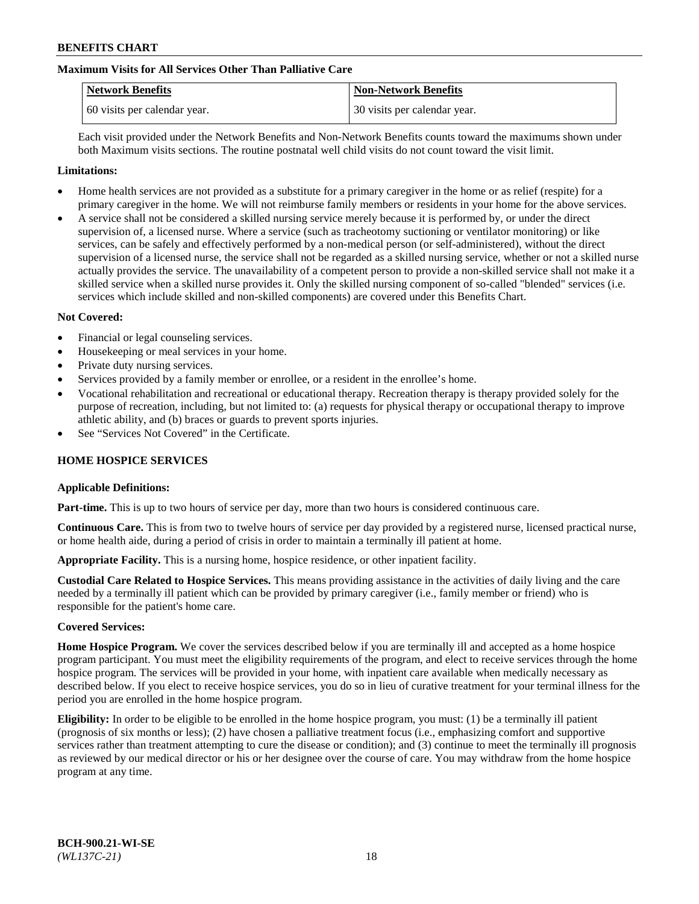**Maximum Visits for All Services Other Than Palliative Care**

| Network Benefits | Non-Network Benefits |
| --- | --- |
| 60 visits per calendar year. | 30 visits per calendar year. |

Each visit provided under the Network Benefits and Non-Network Benefits counts toward the maximums shown under both Maximum visits sections. The routine postnatal well child visits do not count toward the visit limit.

**Limitations:**

- Home health services are not provided as a substitute for a primary caregiver in the home or as relief (respite) for a primary caregiver in the home. We will not reimburse family members or residents in your home for the above services.
- A service shall not be considered a skilled nursing service merely because it is performed by, or under the direct supervision of, a licensed nurse. Where a service (such as tracheotomy suctioning or ventilator monitoring) or like services, can be safely and effectively performed by a non-medical person (or self-administered), without the direct supervision of a licensed nurse, the service shall not be regarded as a skilled nursing service, whether or not a skilled nurse actually provides the service. The unavailability of a competent person to provide a non-skilled service shall not make it a skilled service when a skilled nurse provides it. Only the skilled nursing component of so-called "blended" services (i.e. services which include skilled and non-skilled components) are covered under this Benefits Chart.

**Not Covered:**

- Financial or legal counseling services.
- Housekeeping or meal services in your home.
- Private duty nursing services.
- Services provided by a family member or enrollee, or a resident in the enrollee's home.
- Vocational rehabilitation and recreational or educational therapy. Recreation therapy is therapy provided solely for the purpose of recreation, including, but not limited to: (a) requests for physical therapy or occupational therapy to improve athletic ability, and (b) braces or guards to prevent sports injuries.
- See "Services Not Covered" in the Certificate.

## HOME HOSPICE SERVICES

**Applicable Definitions:**

**Part-time.** This is up to two hours of service per day, more than two hours is considered continuous care.

**Continuous Care.** This is from two to twelve hours of service per day provided by a registered nurse, licensed practical nurse, or home health aide, during a period of crisis in order to maintain a terminally ill patient at home.

**Appropriate Facility.** This is a nursing home, hospice residence, or other inpatient facility.

**Custodial Care Related to Hospice Services.** This means providing assistance in the activities of daily living and the care needed by a terminally ill patient which can be provided by primary caregiver (i.e., family member or friend) who is responsible for the patient's home care.

**Covered Services:**

**Home Hospice Program.** We cover the services described below if you are terminally ill and accepted as a home hospice program participant. You must meet the eligibility requirements of the program, and elect to receive services through the home hospice program. The services will be provided in your home, with inpatient care available when medically necessary as described below. If you elect to receive hospice services, you do so in lieu of curative treatment for your terminal illness for the period you are enrolled in the home hospice program.

**Eligibility:** In order to be eligible to be enrolled in the home hospice program, you must: (1) be a terminally ill patient (prognosis of six months or less); (2) have chosen a palliative treatment focus (i.e., emphasizing comfort and supportive services rather than treatment attempting to cure the disease or condition); and (3) continue to meet the terminally ill prognosis as reviewed by our medical director or his or her designee over the course of care. You may withdraw from the home hospice program at any time.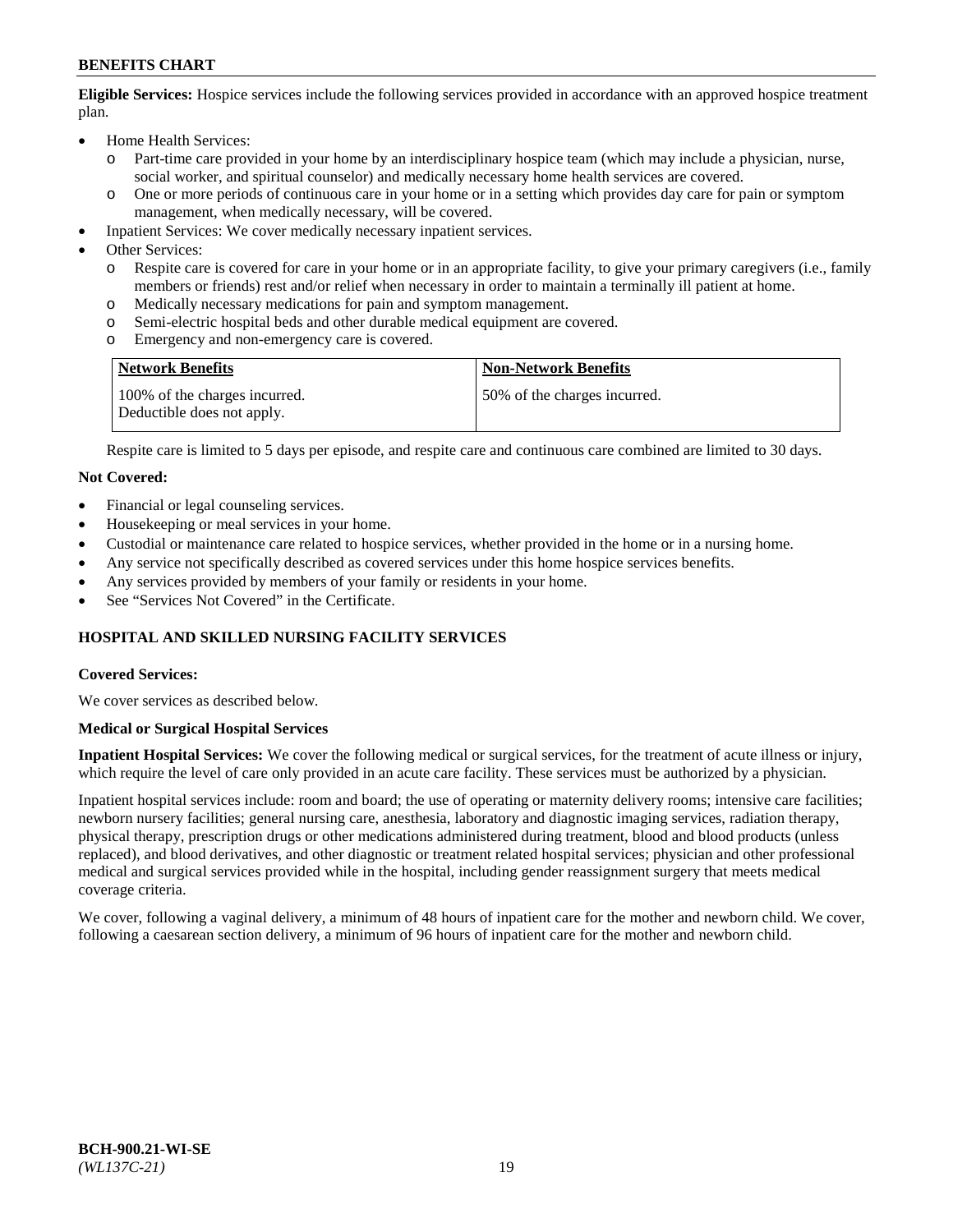**Eligible Services:** Hospice services include the following services provided in accordance with an approved hospice treatment plan.

- Home Health Services:
  - Part-time care provided in your home by an interdisciplinary hospice team (which may include a physician, nurse, social worker, and spiritual counselor) and medically necessary home health services are covered.
  - One or more periods of continuous care in your home or in a setting which provides day care for pain or symptom management, when medically necessary, will be covered.
- Inpatient Services: We cover medically necessary inpatient services.
- Other Services:
  - Respite care is covered for care in your home or in an appropriate facility, to give your primary caregivers (i.e., family members or friends) rest and/or relief when necessary in order to maintain a terminally ill patient at home.
  - Medically necessary medications for pain and symptom management.
  - Semi-electric hospital beds and other durable medical equipment are covered.
  - Emergency and non-emergency care is covered.

| Network Benefits | Non-Network Benefits |
|---|---|
| 100% of the charges incurred. Deductible does not apply. | 50% of the charges incurred. |

Respite care is limited to 5 days per episode, and respite care and continuous care combined are limited to 30 days.

**Not Covered:**

- Financial or legal counseling services.
- Housekeeping or meal services in your home.
- Custodial or maintenance care related to hospice services, whether provided in the home or in a nursing home.
- Any service not specifically described as covered services under this home hospice services benefits.
- Any services provided by members of your family or residents in your home.
- See "Services Not Covered" in the Certificate.

## HOSPITAL AND SKILLED NURSING FACILITY SERVICES

**Covered Services:**

We cover services as described below.

**Medical or Surgical Hospital Services**

**Inpatient Hospital Services:** We cover the following medical or surgical services, for the treatment of acute illness or injury, which require the level of care only provided in an acute care facility. These services must be authorized by a physician.

Inpatient hospital services include: room and board; the use of operating or maternity delivery rooms; intensive care facilities; newborn nursery facilities; general nursing care, anesthesia, laboratory and diagnostic imaging services, radiation therapy, physical therapy, prescription drugs or other medications administered during treatment, blood and blood products (unless replaced), and blood derivatives, and other diagnostic or treatment related hospital services; physician and other professional medical and surgical services provided while in the hospital, including gender reassignment surgery that meets medical coverage criteria.

We cover, following a vaginal delivery, a minimum of 48 hours of inpatient care for the mother and newborn child. We cover, following a caesarean section delivery, a minimum of 96 hours of inpatient care for the mother and newborn child.

**BCH-900.21-WI-SE**
*(WL137C-21)*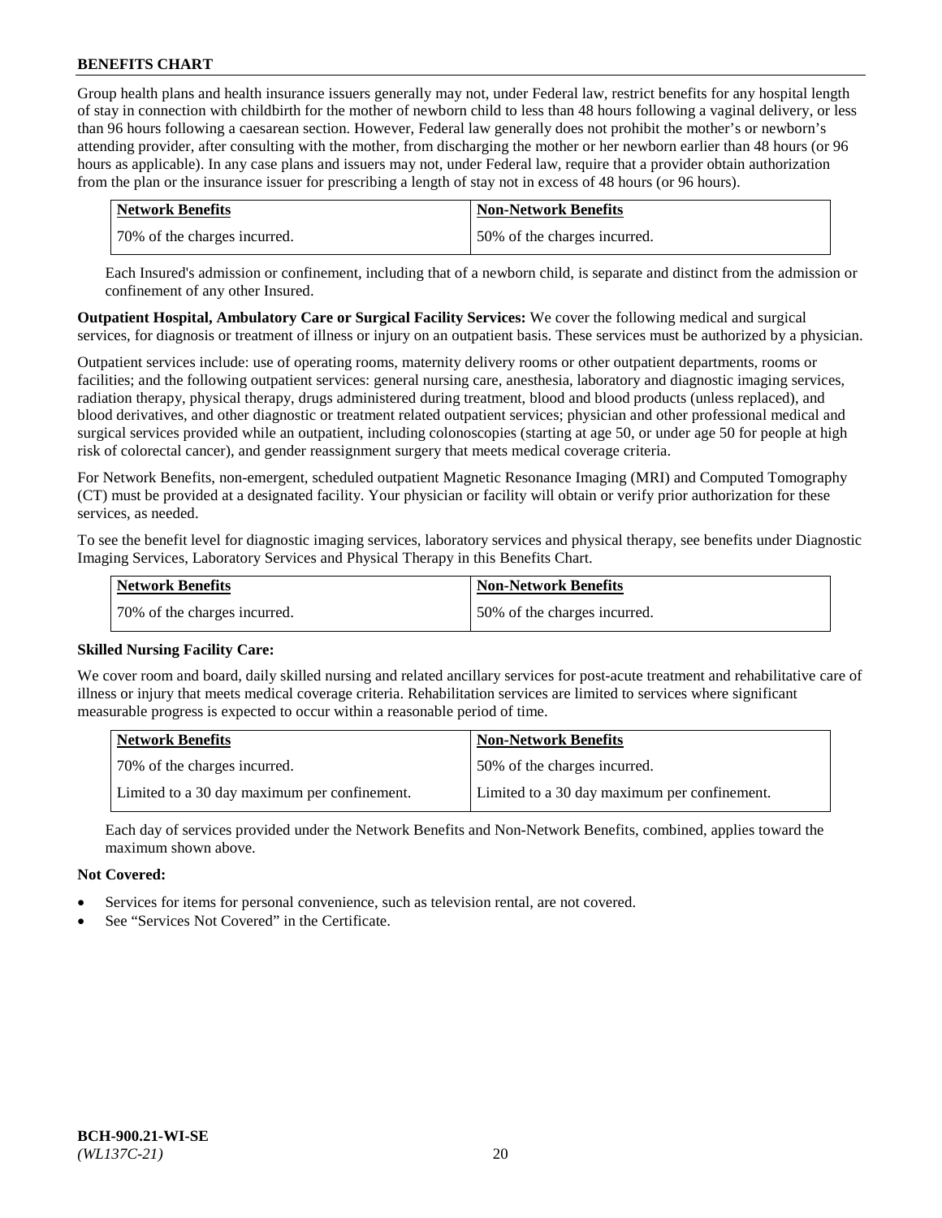Group health plans and health insurance issuers generally may not, under Federal law, restrict benefits for any hospital length of stay in connection with childbirth for the mother of newborn child to less than 48 hours following a vaginal delivery, or less than 96 hours following a caesarean section. However, Federal law generally does not prohibit the mother's or newborn's attending provider, after consulting with the mother, from discharging the mother or her newborn earlier than 48 hours (or 96 hours as applicable). In any case plans and issuers may not, under Federal law, require that a provider obtain authorization from the plan or the insurance issuer for prescribing a length of stay not in excess of 48 hours (or 96 hours).

| Network Benefits | Non-Network Benefits |
| --- | --- |
| 70% of the charges incurred. | 50% of the charges incurred. |

Each Insured's admission or confinement, including that of a newborn child, is separate and distinct from the admission or confinement of any other Insured.

**Outpatient Hospital, Ambulatory Care or Surgical Facility Services:** We cover the following medical and surgical services, for diagnosis or treatment of illness or injury on an outpatient basis. These services must be authorized by a physician.

Outpatient services include: use of operating rooms, maternity delivery rooms or other outpatient departments, rooms or facilities; and the following outpatient services: general nursing care, anesthesia, laboratory and diagnostic imaging services, radiation therapy, physical therapy, drugs administered during treatment, blood and blood products (unless replaced), and blood derivatives, and other diagnostic or treatment related outpatient services; physician and other professional medical and surgical services provided while an outpatient, including colonoscopies (starting at age 50, or under age 50 for people at high risk of colorectal cancer), and gender reassignment surgery that meets medical coverage criteria.

For Network Benefits, non-emergent, scheduled outpatient Magnetic Resonance Imaging (MRI) and Computed Tomography (CT) must be provided at a designated facility. Your physician or facility will obtain or verify prior authorization for these services, as needed.

To see the benefit level for diagnostic imaging services, laboratory services and physical therapy, see benefits under Diagnostic Imaging Services, Laboratory Services and Physical Therapy in this Benefits Chart.

| Network Benefits | Non-Network Benefits |
| --- | --- |
| 70% of the charges incurred. | 50% of the charges incurred. |

**Skilled Nursing Facility Care:**

We cover room and board, daily skilled nursing and related ancillary services for post-acute treatment and rehabilitative care of illness or injury that meets medical coverage criteria. Rehabilitation services are limited to services where significant measurable progress is expected to occur within a reasonable period of time.

| Network Benefits | Non-Network Benefits |
| --- | --- |
| 70% of the charges incurred. | 50% of the charges incurred. |
| Limited to a 30 day maximum per confinement. | Limited to a 30 day maximum per confinement. |

Each day of services provided under the Network Benefits and Non-Network Benefits, combined, applies toward the maximum shown above.

**Not Covered:**

- Services for items for personal convenience, such as television rental, are not covered.
- See "Services Not Covered" in the Certificate.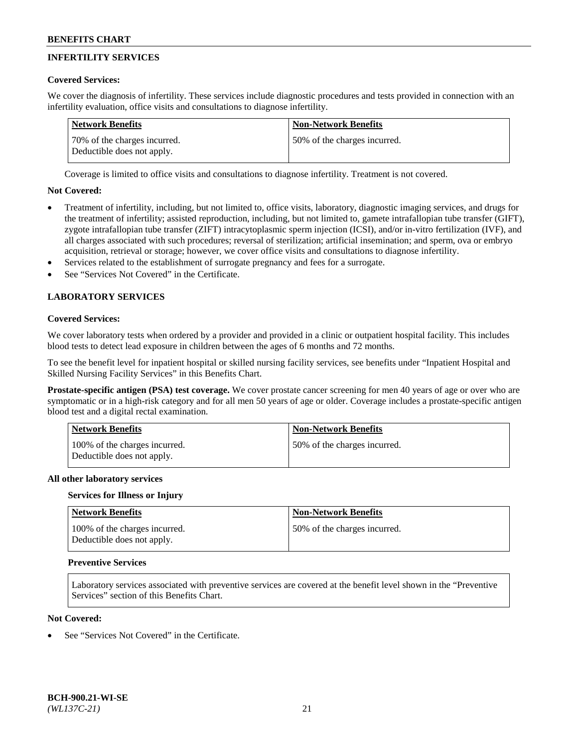## INFERTILITY SERVICES

**Covered Services:**

We cover the diagnosis of infertility. These services include diagnostic procedures and tests provided in connection with an infertility evaluation, office visits and consultations to diagnose infertility.

| Network Benefits | Non-Network Benefits |
| --- | --- |
| 70% of the charges incurred. Deductible does not apply. | 50% of the charges incurred. |

Coverage is limited to office visits and consultations to diagnose infertility. Treatment is not covered.

**Not Covered:**

- Treatment of infertility, including, but not limited to, office visits, laboratory, diagnostic imaging services, and drugs for the treatment of infertility; assisted reproduction, including, but not limited to, gamete intrafallopian tube transfer (GIFT), zygote intrafallopian tube transfer (ZIFT) intracytoplasmic sperm injection (ICSI), and/or in-vitro fertilization (IVF), and all charges associated with such procedures; reversal of sterilization; artificial insemination; and sperm, ova or embryo acquisition, retrieval or storage; however, we cover office visits and consultations to diagnose infertility.
- Services related to the establishment of surrogate pregnancy and fees for a surrogate.
- See "Services Not Covered" in the Certificate.

## LABORATORY SERVICES

**Covered Services:**

We cover laboratory tests when ordered by a provider and provided in a clinic or outpatient hospital facility. This includes blood tests to detect lead exposure in children between the ages of 6 months and 72 months.

To see the benefit level for inpatient hospital or skilled nursing facility services, see benefits under "Inpatient Hospital and Skilled Nursing Facility Services" in this Benefits Chart.

**Prostate-specific antigen (PSA) test coverage.** We cover prostate cancer screening for men 40 years of age or over who are symptomatic or in a high-risk category and for all men 50 years of age or older. Coverage includes a prostate-specific antigen blood test and a digital rectal examination.

| Network Benefits | Non-Network Benefits |
| --- | --- |
| 100% of the charges incurred. Deductible does not apply. | 50% of the charges incurred. |

**All other laboratory services**

**Services for Illness or Injury**

| Network Benefits | Non-Network Benefits |
| --- | --- |
| 100% of the charges incurred. Deductible does not apply. | 50% of the charges incurred. |

**Preventive Services**

Laboratory services associated with preventive services are covered at the benefit level shown in the "Preventive Services" section of this Benefits Chart.

**Not Covered:**

- See "Services Not Covered" in the Certificate.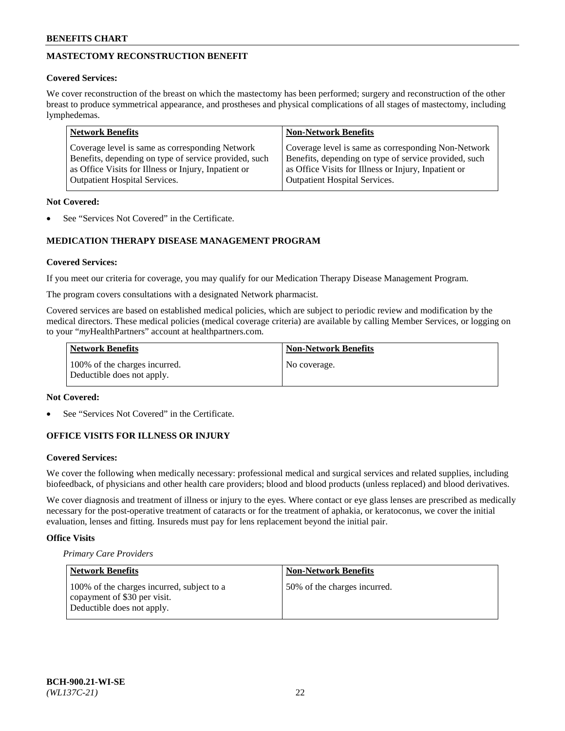## MASTECTOMY RECONSTRUCTION BENEFIT

**Covered Services:**

We cover reconstruction of the breast on which the mastectomy has been performed; surgery and reconstruction of the other breast to produce symmetrical appearance, and prostheses and physical complications of all stages of mastectomy, including lymphedemas.

| Network Benefits | Non-Network Benefits |
|---|---|
| Coverage level is same as corresponding Network Benefits, depending on type of service provided, such as Office Visits for Illness or Injury, Inpatient or Outpatient Hospital Services. | Coverage level is same as corresponding Non-Network Benefits, depending on type of service provided, such as Office Visits for Illness or Injury, Inpatient or Outpatient Hospital Services. |

**Not Covered:**

- See "Services Not Covered" in the Certificate.

## MEDICATION THERAPY DISEASE MANAGEMENT PROGRAM

**Covered Services:**

If you meet our criteria for coverage, you may qualify for our Medication Therapy Disease Management Program.

The program covers consultations with a designated Network pharmacist.

Covered services are based on established medical policies, which are subject to periodic review and modification by the medical directors. These medical policies (medical coverage criteria) are available by calling Member Services, or logging on to your "*my*HealthPartners" account at healthpartners.com.

| Network Benefits | Non-Network Benefits |
|---|---|
| 100% of the charges incurred. Deductible does not apply. | No coverage. |

**Not Covered:**

- See "Services Not Covered" in the Certificate.

## OFFICE VISITS FOR ILLNESS OR INJURY

**Covered Services:**

We cover the following when medically necessary: professional medical and surgical services and related supplies, including biofeedback, of physicians and other health care providers; blood and blood products (unless replaced) and blood derivatives.

We cover diagnosis and treatment of illness or injury to the eyes. Where contact or eye glass lenses are prescribed as medically necessary for the post-operative treatment of cataracts or for the treatment of aphakia, or keratoconus, we cover the initial evaluation, lenses and fitting. Insureds must pay for lens replacement beyond the initial pair.

**Office Visits**

*Primary Care Providers*

| Network Benefits | Non-Network Benefits |
|---|---|
| 100% of the charges incurred, subject to a copayment of $30 per visit. Deductible does not apply. | 50% of the charges incurred. |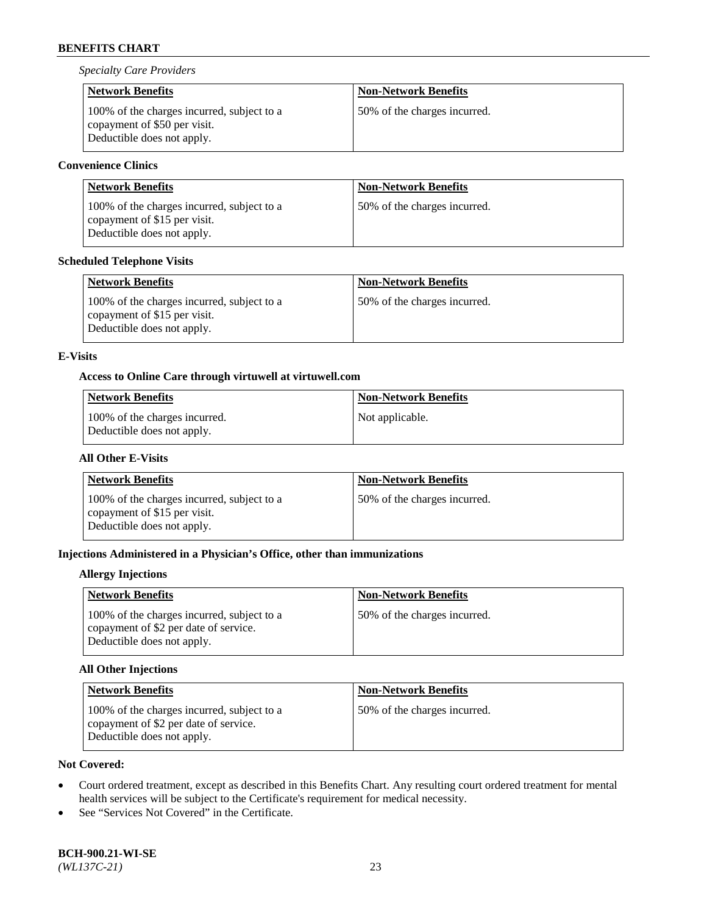*Specialty Care Providers*

| Network Benefits | Non-Network Benefits |
| --- | --- |
| 100% of the charges incurred, subject to a copayment of $50 per visit. Deductible does not apply. | 50% of the charges incurred. |

**Convenience Clinics**

| Network Benefits | Non-Network Benefits |
| --- | --- |
| 100% of the charges incurred, subject to a copayment of $15 per visit. Deductible does not apply. | 50% of the charges incurred. |

**Scheduled Telephone Visits**

| Network Benefits | Non-Network Benefits |
| --- | --- |
| 100% of the charges incurred, subject to a copayment of $15 per visit. Deductible does not apply. | 50% of the charges incurred. |

**E-Visits**

**Access to Online Care through virtuwell at virtuwell.com**

| Network Benefits | Non-Network Benefits |
| --- | --- |
| 100% of the charges incurred. Deductible does not apply. | Not applicable. |

**All Other E-Visits**

| Network Benefits | Non-Network Benefits |
| --- | --- |
| 100% of the charges incurred, subject to a copayment of $15 per visit. Deductible does not apply. | 50% of the charges incurred. |

**Injections Administered in a Physician's Office, other than immunizations**

**Allergy Injections**

| Network Benefits | Non-Network Benefits |
| --- | --- |
| 100% of the charges incurred, subject to a copayment of $2 per date of service. Deductible does not apply. | 50% of the charges incurred. |

**All Other Injections**

| Network Benefits | Non-Network Benefits |
| --- | --- |
| 100% of the charges incurred, subject to a copayment of $2 per date of service. Deductible does not apply. | 50% of the charges incurred. |

**Not Covered:**

- Court ordered treatment, except as described in this Benefits Chart. Any resulting court ordered treatment for mental health services will be subject to the Certificate's requirement for medical necessity.
- See "Services Not Covered" in the Certificate.

**BCH-900.21-WI-SE**
*(WL137C-21)*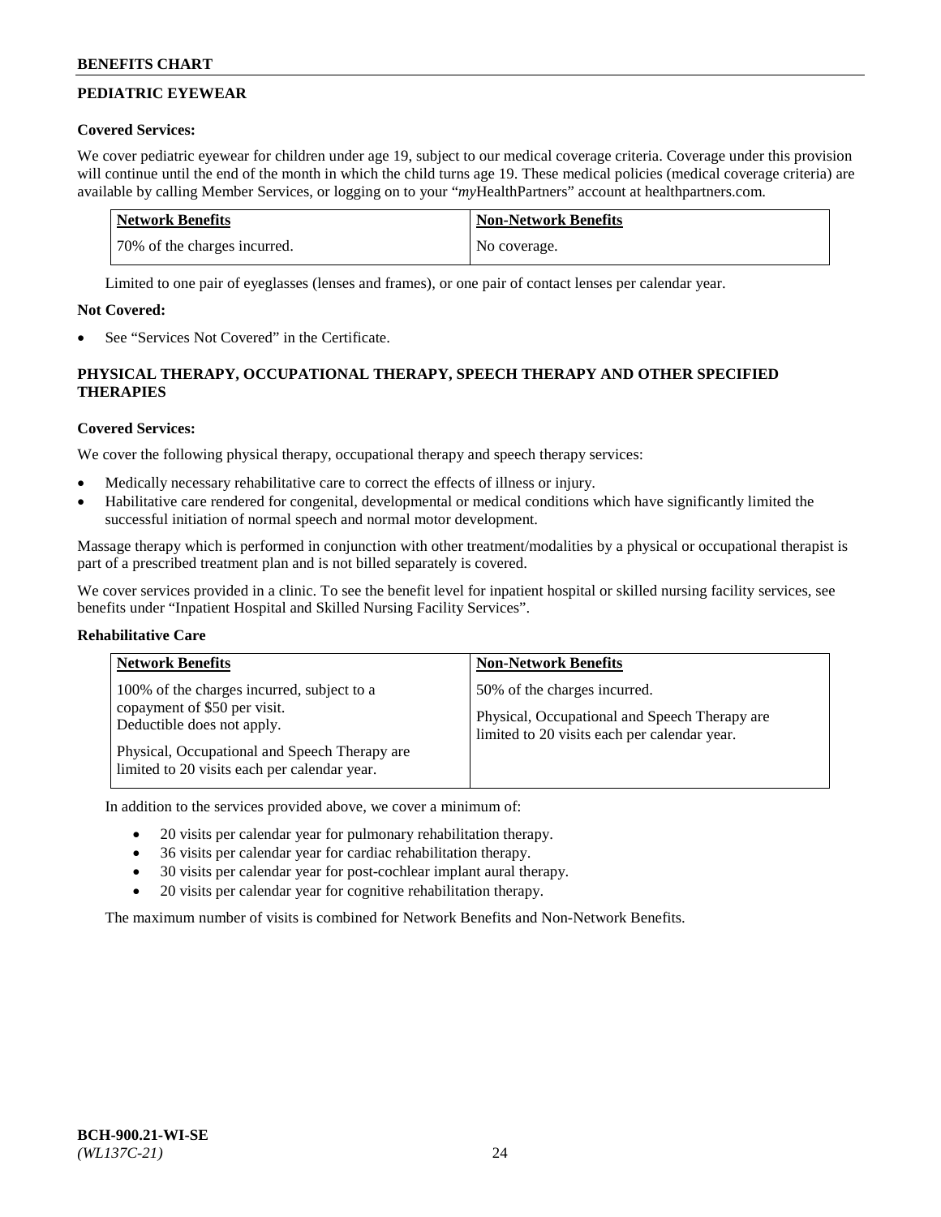## PEDIATRIC EYEWEAR

**Covered Services:**

We cover pediatric eyewear for children under age 19, subject to our medical coverage criteria. Coverage under this provision will continue until the end of the month in which the child turns age 19. These medical policies (medical coverage criteria) are available by calling Member Services, or logging on to your "*my*HealthPartners" account at healthpartners.com.

| Network Benefits | Non-Network Benefits |
| --- | --- |
| 70% of the charges incurred. | No coverage. |

Limited to one pair of eyeglasses (lenses and frames), or one pair of contact lenses per calendar year.

**Not Covered:**

- See "Services Not Covered" in the Certificate.

## PHYSICAL THERAPY, OCCUPATIONAL THERAPY, SPEECH THERAPY AND OTHER SPECIFIED THERAPIES

**Covered Services:**

We cover the following physical therapy, occupational therapy and speech therapy services:

- Medically necessary rehabilitative care to correct the effects of illness or injury.
- Habilitative care rendered for congenital, developmental or medical conditions which have significantly limited the successful initiation of normal speech and normal motor development.

Massage therapy which is performed in conjunction with other treatment/modalities by a physical or occupational therapist is part of a prescribed treatment plan and is not billed separately is covered.

We cover services provided in a clinic. To see the benefit level for inpatient hospital or skilled nursing facility services, see benefits under "Inpatient Hospital and Skilled Nursing Facility Services".

**Rehabilitative Care**

| Network Benefits | Non-Network Benefits |
| --- | --- |
| 100% of the charges incurred, subject to a copayment of $50 per visit. Deductible does not apply.<br><br>Physical, Occupational and Speech Therapy are limited to 20 visits each per calendar year. | 50% of the charges incurred.<br><br>Physical, Occupational and Speech Therapy are limited to 20 visits each per calendar year. |

In addition to the services provided above, we cover a minimum of:

- 20 visits per calendar year for pulmonary rehabilitation therapy.
- 36 visits per calendar year for cardiac rehabilitation therapy.
- 30 visits per calendar year for post-cochlear implant aural therapy.
- 20 visits per calendar year for cognitive rehabilitation therapy.

The maximum number of visits is combined for Network Benefits and Non-Network Benefits.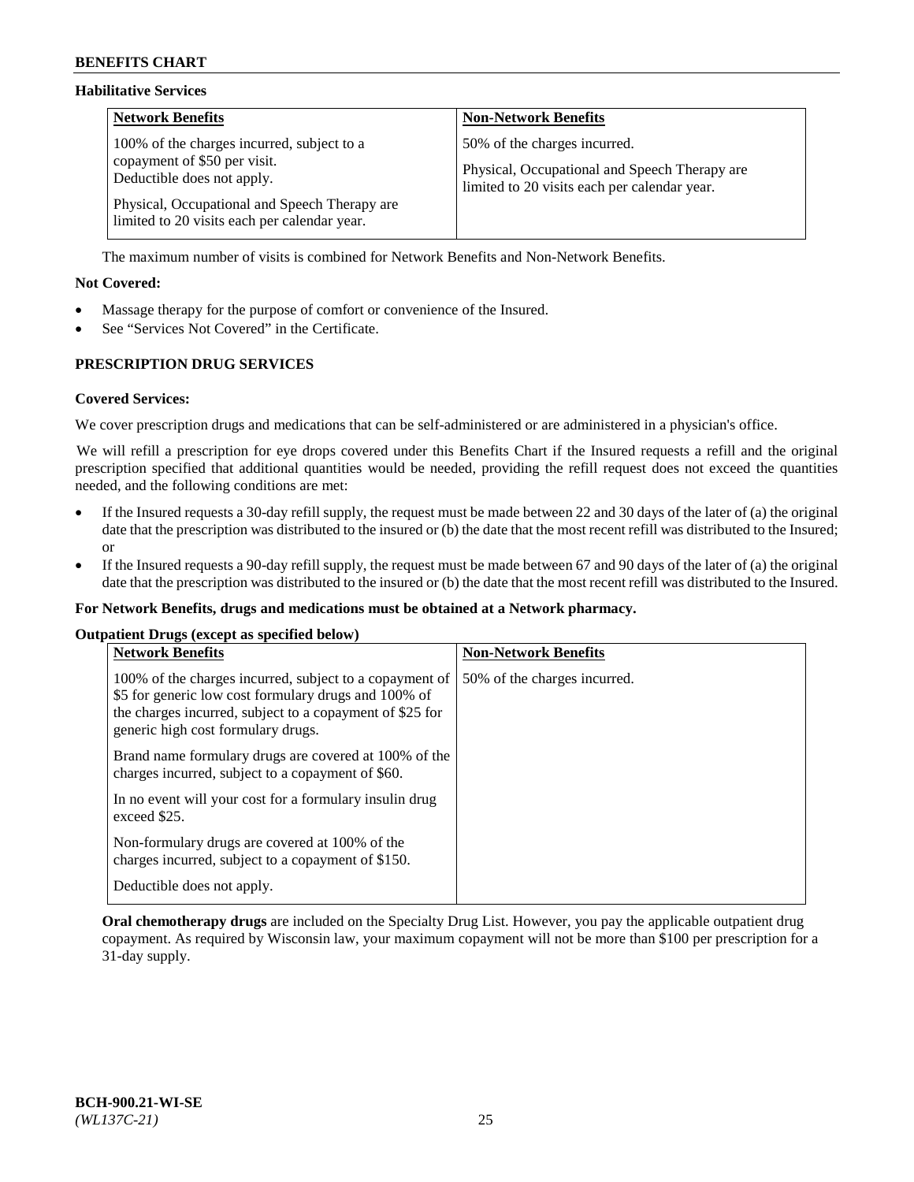### Habilitative Services

| Network Benefits | Non-Network Benefits |
|---|---|
| 100% of the charges incurred, subject to a copayment of $50 per visit. Deductible does not apply.<br><br>Physical, Occupational and Speech Therapy are limited to 20 visits each per calendar year. | 50% of the charges incurred.<br><br>Physical, Occupational and Speech Therapy are limited to 20 visits each per calendar year. |

The maximum number of visits is combined for Network Benefits and Non-Network Benefits.

**Not Covered:**

- Massage therapy for the purpose of comfort or convenience of the Insured.
- See "Services Not Covered" in the Certificate.

## PRESCRIPTION DRUG SERVICES

**Covered Services:**

We cover prescription drugs and medications that can be self-administered or are administered in a physician's office.

We will refill a prescription for eye drops covered under this Benefits Chart if the Insured requests a refill and the original prescription specified that additional quantities would be needed, providing the refill request does not exceed the quantities needed, and the following conditions are met:

- If the Insured requests a 30-day refill supply, the request must be made between 22 and 30 days of the later of (a) the original date that the prescription was distributed to the insured or (b) the date that the most recent refill was distributed to the Insured; or
- If the Insured requests a 90-day refill supply, the request must be made between 67 and 90 days of the later of (a) the original date that the prescription was distributed to the insured or (b) the date that the most recent refill was distributed to the Insured.

**For Network Benefits, drugs and medications must be obtained at a Network pharmacy.**

**Outpatient Drugs (except as specified below)**

| Network Benefits | Non-Network Benefits |
|---|---|
| 100% of the charges incurred, subject to a copayment of $5 for generic low cost formulary drugs and 100% of the charges incurred, subject to a copayment of $25 for generic high cost formulary drugs.<br><br>Brand name formulary drugs are covered at 100% of the charges incurred, subject to a copayment of $60.<br><br>In no event will your cost for a formulary insulin drug exceed $25.<br><br>Non-formulary drugs are covered at 100% of the charges incurred, subject to a copayment of $150.<br><br>Deductible does not apply. | 50% of the charges incurred. |

**Oral chemotherapy drugs** are included on the Specialty Drug List. However, you pay the applicable outpatient drug copayment. As required by Wisconsin law, your maximum copayment will not be more than $100 per prescription for a 31-day supply.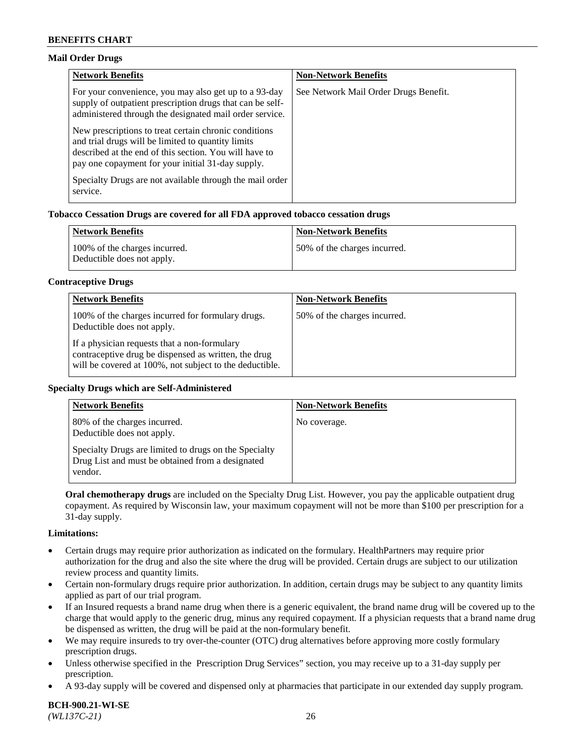### Mail Order Drugs

| Network Benefits | Non-Network Benefits |
|---|---|
| For your convenience, you may also get up to a 93-day supply of outpatient prescription drugs that can be self-administered through the designated mail order service.<br><br>New prescriptions to treat certain chronic conditions and trial drugs will be limited to quantity limits described at the end of this section. You will have to pay one copayment for your initial 31-day supply.<br><br>Specialty Drugs are not available through the mail order service. | See Network Mail Order Drugs Benefit. |

### Tobacco Cessation Drugs are covered for all FDA approved tobacco cessation drugs

| Network Benefits | Non-Network Benefits |
|---|---|
| 100% of the charges incurred.<br>Deductible does not apply. | 50% of the charges incurred. |

### Contraceptive Drugs

| Network Benefits | Non-Network Benefits |
|---|---|
| 100% of the charges incurred for formulary drugs.<br>Deductible does not apply.<br><br>If a physician requests that a non-formulary contraceptive drug be dispensed as written, the drug will be covered at 100%, not subject to the deductible. | 50% of the charges incurred. |

### Specialty Drugs which are Self-Administered

| Network Benefits | Non-Network Benefits |
|---|---|
| 80% of the charges incurred.<br>Deductible does not apply.<br><br>Specialty Drugs are limited to drugs on the Specialty Drug List and must be obtained from a designated vendor. | No coverage. |

**Oral chemotherapy drugs** are included on the Specialty Drug List. However, you pay the applicable outpatient drug copayment. As required by Wisconsin law, your maximum copayment will not be more than $100 per prescription for a 31-day supply.

### Limitations:

- Certain drugs may require prior authorization as indicated on the formulary. HealthPartners may require prior authorization for the drug and also the site where the drug will be provided. Certain drugs are subject to our utilization review process and quantity limits.
- Certain non-formulary drugs require prior authorization. In addition, certain drugs may be subject to any quantity limits applied as part of our trial program.
- If an Insured requests a brand name drug when there is a generic equivalent, the brand name drug will be covered up to the charge that would apply to the generic drug, minus any required copayment. If a physician requests that a brand name drug be dispensed as written, the drug will be paid at the non-formulary benefit.
- We may require insureds to try over-the-counter (OTC) drug alternatives before approving more costly formulary prescription drugs.
- Unless otherwise specified in the Prescription Drug Services" section, you may receive up to a 31-day supply per prescription.
- A 93-day supply will be covered and dispensed only at pharmacies that participate in our extended day supply program.

**BCH-900.21-WI-SE**
*(WL137C-21)*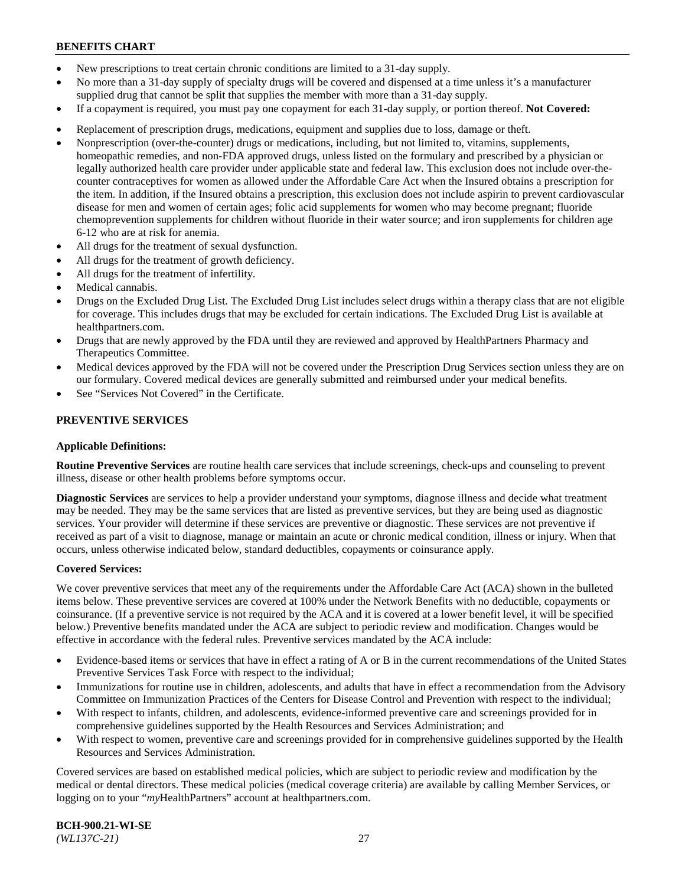- New prescriptions to treat certain chronic conditions are limited to a 31-day supply.
- No more than a 31-day supply of specialty drugs will be covered and dispensed at a time unless it's a manufacturer supplied drug that cannot be split that supplies the member with more than a 31-day supply.
- If a copayment is required, you must pay one copayment for each 31-day supply, or portion thereof. **Not Covered:**
- Replacement of prescription drugs, medications, equipment and supplies due to loss, damage or theft.
- Nonprescription (over-the-counter) drugs or medications, including, but not limited to, vitamins, supplements, homeopathic remedies, and non-FDA approved drugs, unless listed on the formulary and prescribed by a physician or legally authorized health care provider under applicable state and federal law. This exclusion does not include over-the-counter contraceptives for women as allowed under the Affordable Care Act when the Insured obtains a prescription for the item. In addition, if the Insured obtains a prescription, this exclusion does not include aspirin to prevent cardiovascular disease for men and women of certain ages; folic acid supplements for women who may become pregnant; fluoride chemoprevention supplements for children without fluoride in their water source; and iron supplements for children age 6-12 who are at risk for anemia.
- All drugs for the treatment of sexual dysfunction.
- All drugs for the treatment of growth deficiency.
- All drugs for the treatment of infertility.
- Medical cannabis.
- Drugs on the Excluded Drug List. The Excluded Drug List includes select drugs within a therapy class that are not eligible for coverage. This includes drugs that may be excluded for certain indications. The Excluded Drug List is available at healthpartners.com.
- Drugs that are newly approved by the FDA until they are reviewed and approved by HealthPartners Pharmacy and Therapeutics Committee.
- Medical devices approved by the FDA will not be covered under the Prescription Drug Services section unless they are on our formulary. Covered medical devices are generally submitted and reimbursed under your medical benefits.
- See "Services Not Covered" in the Certificate.

## PREVENTIVE SERVICES

### Applicable Definitions:

**Routine Preventive Services** are routine health care services that include screenings, check-ups and counseling to prevent illness, disease or other health problems before symptoms occur.

**Diagnostic Services** are services to help a provider understand your symptoms, diagnose illness and decide what treatment may be needed. They may be the same services that are listed as preventive services, but they are being used as diagnostic services. Your provider will determine if these services are preventive or diagnostic. These services are not preventive if received as part of a visit to diagnose, manage or maintain an acute or chronic medical condition, illness or injury. When that occurs, unless otherwise indicated below, standard deductibles, copayments or coinsurance apply.

### Covered Services:

We cover preventive services that meet any of the requirements under the Affordable Care Act (ACA) shown in the bulleted items below. These preventive services are covered at 100% under the Network Benefits with no deductible, copayments or coinsurance. (If a preventive service is not required by the ACA and it is covered at a lower benefit level, it will be specified below.) Preventive benefits mandated under the ACA are subject to periodic review and modification. Changes would be effective in accordance with the federal rules. Preventive services mandated by the ACA include:

- Evidence-based items or services that have in effect a rating of A or B in the current recommendations of the United States Preventive Services Task Force with respect to the individual;
- Immunizations for routine use in children, adolescents, and adults that have in effect a recommendation from the Advisory Committee on Immunization Practices of the Centers for Disease Control and Prevention with respect to the individual;
- With respect to infants, children, and adolescents, evidence-informed preventive care and screenings provided for in comprehensive guidelines supported by the Health Resources and Services Administration; and
- With respect to women, preventive care and screenings provided for in comprehensive guidelines supported by the Health Resources and Services Administration.

Covered services are based on established medical policies, which are subject to periodic review and modification by the medical or dental directors. These medical policies (medical coverage criteria) are available by calling Member Services, or logging on to your "*my*HealthPartners" account at healthpartners.com.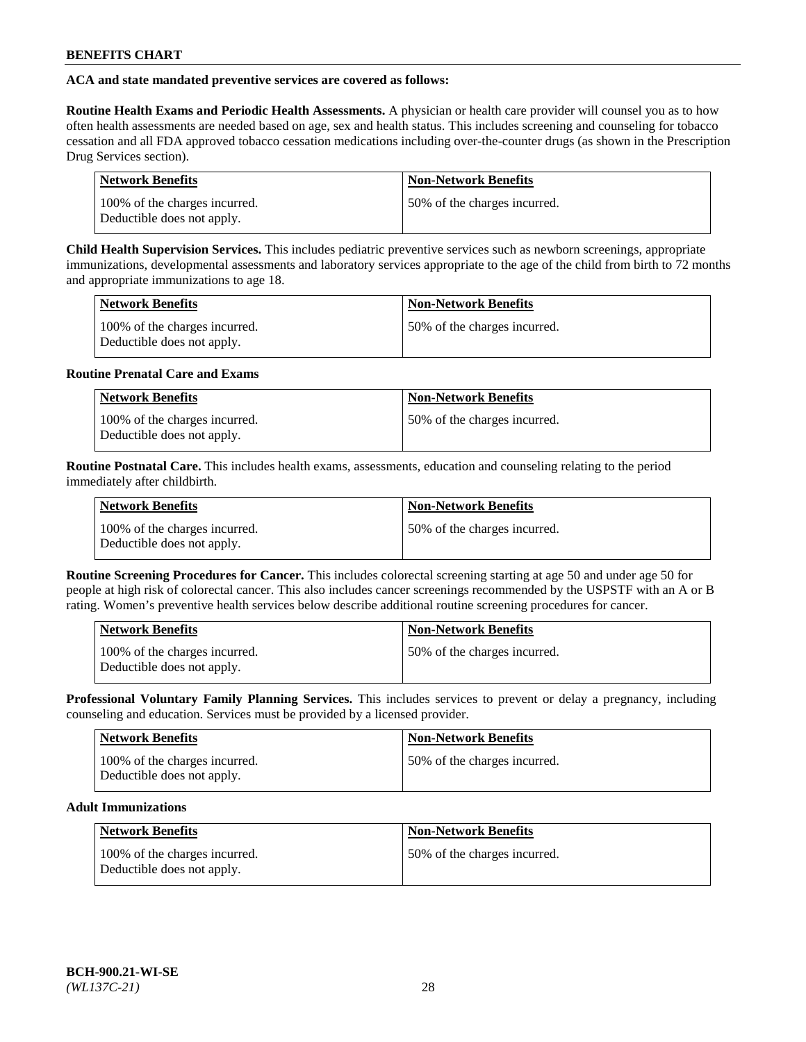**ACA and state mandated preventive services are covered as follows:**

**Routine Health Exams and Periodic Health Assessments.** A physician or health care provider will counsel you as to how often health assessments are needed based on age, sex and health status. This includes screening and counseling for tobacco cessation and all FDA approved tobacco cessation medications including over-the-counter drugs (as shown in the Prescription Drug Services section).

| Network Benefits | Non-Network Benefits |
| --- | --- |
| 100% of the charges incurred. Deductible does not apply. | 50% of the charges incurred. |

**Child Health Supervision Services.** This includes pediatric preventive services such as newborn screenings, appropriate immunizations, developmental assessments and laboratory services appropriate to the age of the child from birth to 72 months and appropriate immunizations to age 18.

| Network Benefits | Non-Network Benefits |
| --- | --- |
| 100% of the charges incurred. Deductible does not apply. | 50% of the charges incurred. |

**Routine Prenatal Care and Exams**

| Network Benefits | Non-Network Benefits |
| --- | --- |
| 100% of the charges incurred. Deductible does not apply. | 50% of the charges incurred. |

**Routine Postnatal Care.** This includes health exams, assessments, education and counseling relating to the period immediately after childbirth.

| Network Benefits | Non-Network Benefits |
| --- | --- |
| 100% of the charges incurred. Deductible does not apply. | 50% of the charges incurred. |

**Routine Screening Procedures for Cancer.** This includes colorectal screening starting at age 50 and under age 50 for people at high risk of colorectal cancer. This also includes cancer screenings recommended by the USPSTF with an A or B rating. Women's preventive health services below describe additional routine screening procedures for cancer.

| Network Benefits | Non-Network Benefits |
| --- | --- |
| 100% of the charges incurred. Deductible does not apply. | 50% of the charges incurred. |

**Professional Voluntary Family Planning Services.** This includes services to prevent or delay a pregnancy, including counseling and education. Services must be provided by a licensed provider.

| Network Benefits | Non-Network Benefits |
| --- | --- |
| 100% of the charges incurred. Deductible does not apply. | 50% of the charges incurred. |

**Adult Immunizations**

| Network Benefits | Non-Network Benefits |
| --- | --- |
| 100% of the charges incurred. Deductible does not apply. | 50% of the charges incurred. |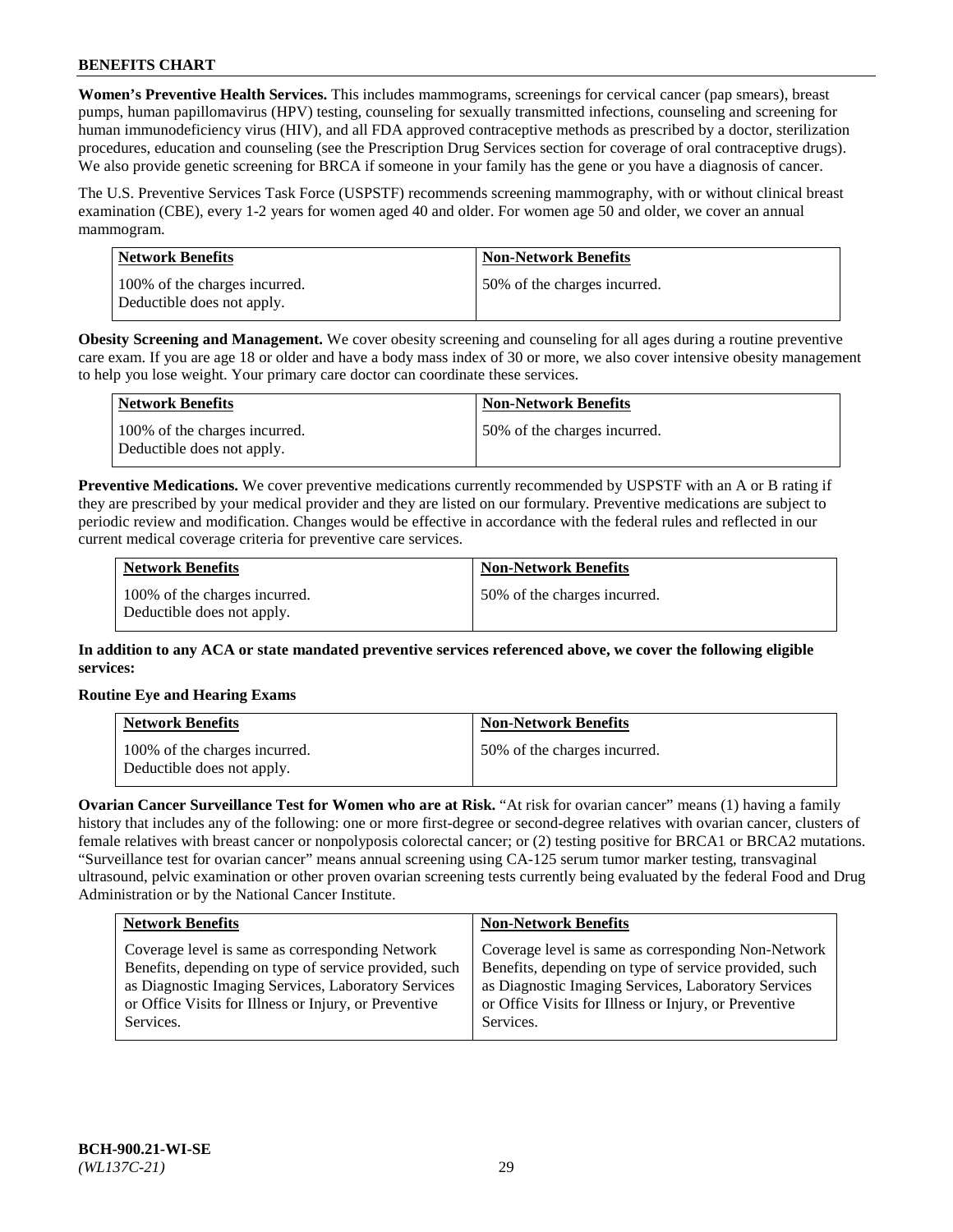**Women's Preventive Health Services.** This includes mammograms, screenings for cervical cancer (pap smears), breast pumps, human papillomavirus (HPV) testing, counseling for sexually transmitted infections, counseling and screening for human immunodeficiency virus (HIV), and all FDA approved contraceptive methods as prescribed by a doctor, sterilization procedures, education and counseling (see the Prescription Drug Services section for coverage of oral contraceptive drugs). We also provide genetic screening for BRCA if someone in your family has the gene or you have a diagnosis of cancer.

The U.S. Preventive Services Task Force (USPSTF) recommends screening mammography, with or without clinical breast examination (CBE), every 1-2 years for women aged 40 and older. For women age 50 and older, we cover an annual mammogram.

| Network Benefits | Non-Network Benefits |
| --- | --- |
| 100% of the charges incurred. Deductible does not apply. | 50% of the charges incurred. |

**Obesity Screening and Management.** We cover obesity screening and counseling for all ages during a routine preventive care exam. If you are age 18 or older and have a body mass index of 30 or more, we also cover intensive obesity management to help you lose weight. Your primary care doctor can coordinate these services.

| Network Benefits | Non-Network Benefits |
| --- | --- |
| 100% of the charges incurred. Deductible does not apply. | 50% of the charges incurred. |

**Preventive Medications.** We cover preventive medications currently recommended by USPSTF with an A or B rating if they are prescribed by your medical provider and they are listed on our formulary. Preventive medications are subject to periodic review and modification. Changes would be effective in accordance with the federal rules and reflected in our current medical coverage criteria for preventive care services.

| Network Benefits | Non-Network Benefits |
| --- | --- |
| 100% of the charges incurred. Deductible does not apply. | 50% of the charges incurred. |

**In addition to any ACA or state mandated preventive services referenced above, we cover the following eligible services:**

**Routine Eye and Hearing Exams**

| Network Benefits | Non-Network Benefits |
| --- | --- |
| 100% of the charges incurred. Deductible does not apply. | 50% of the charges incurred. |

**Ovarian Cancer Surveillance Test for Women who are at Risk.** "At risk for ovarian cancer" means (1) having a family history that includes any of the following: one or more first-degree or second-degree relatives with ovarian cancer, clusters of female relatives with breast cancer or nonpolyposis colorectal cancer; or (2) testing positive for BRCA1 or BRCA2 mutations. "Surveillance test for ovarian cancer" means annual screening using CA-125 serum tumor marker testing, transvaginal ultrasound, pelvic examination or other proven ovarian screening tests currently being evaluated by the federal Food and Drug Administration or by the National Cancer Institute.

| Network Benefits | Non-Network Benefits |
| --- | --- |
| Coverage level is same as corresponding Network Benefits, depending on type of service provided, such as Diagnostic Imaging Services, Laboratory Services or Office Visits for Illness or Injury, or Preventive Services. | Coverage level is same as corresponding Non-Network Benefits, depending on type of service provided, such as Diagnostic Imaging Services, Laboratory Services or Office Visits for Illness or Injury, or Preventive Services. |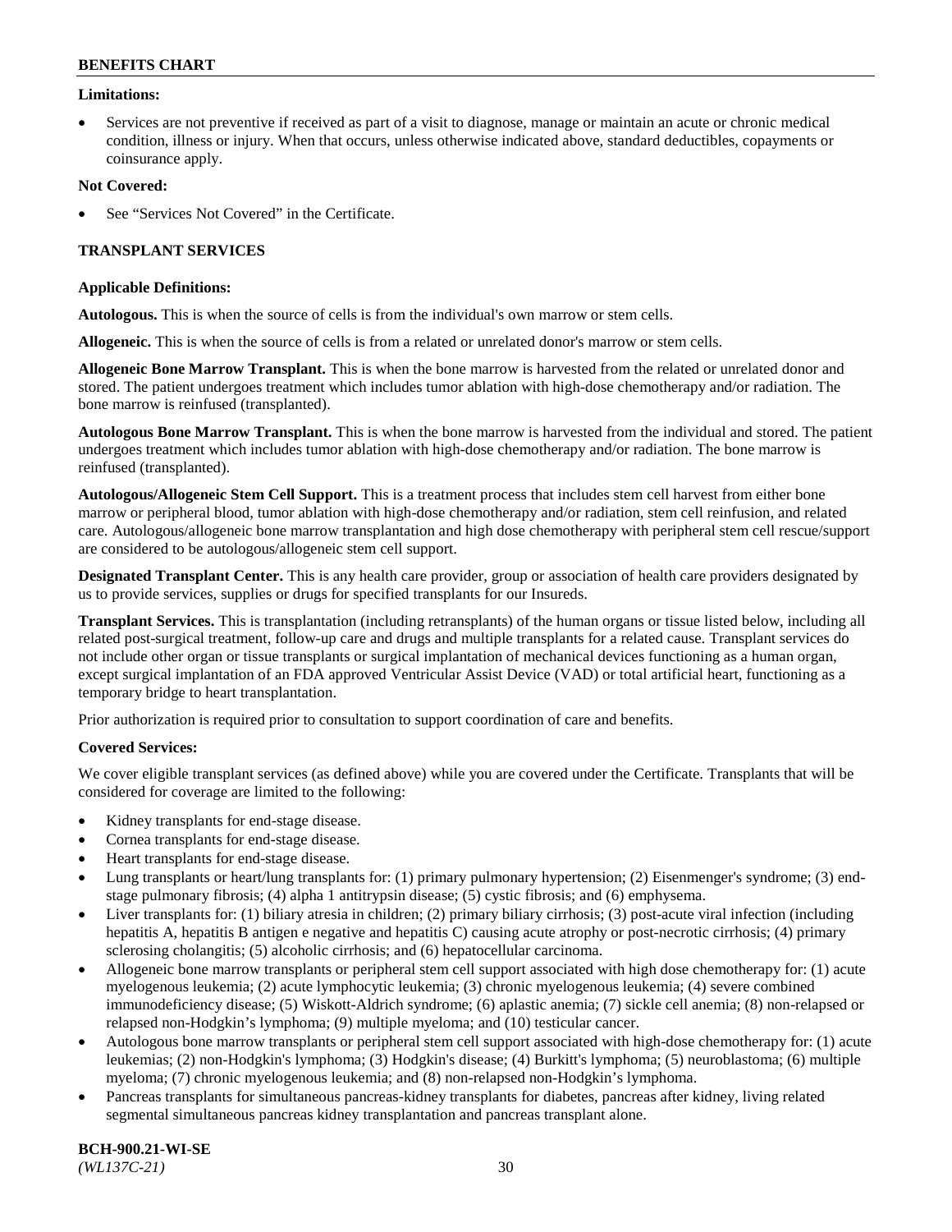**Limitations:**

- Services are not preventive if received as part of a visit to diagnose, manage or maintain an acute or chronic medical condition, illness or injury. When that occurs, unless otherwise indicated above, standard deductibles, copayments or coinsurance apply.

**Not Covered:**

- See "Services Not Covered" in the Certificate.

## TRANSPLANT SERVICES

**Applicable Definitions:**

**Autologous.** This is when the source of cells is from the individual's own marrow or stem cells.

**Allogeneic.** This is when the source of cells is from a related or unrelated donor's marrow or stem cells.

**Allogeneic Bone Marrow Transplant.** This is when the bone marrow is harvested from the related or unrelated donor and stored. The patient undergoes treatment which includes tumor ablation with high-dose chemotherapy and/or radiation. The bone marrow is reinfused (transplanted).

**Autologous Bone Marrow Transplant.** This is when the bone marrow is harvested from the individual and stored. The patient undergoes treatment which includes tumor ablation with high-dose chemotherapy and/or radiation. The bone marrow is reinfused (transplanted).

**Autologous/Allogeneic Stem Cell Support.** This is a treatment process that includes stem cell harvest from either bone marrow or peripheral blood, tumor ablation with high-dose chemotherapy and/or radiation, stem cell reinfusion, and related care. Autologous/allogeneic bone marrow transplantation and high dose chemotherapy with peripheral stem cell rescue/support are considered to be autologous/allogeneic stem cell support.

**Designated Transplant Center.** This is any health care provider, group or association of health care providers designated by us to provide services, supplies or drugs for specified transplants for our Insureds.

**Transplant Services.** This is transplantation (including retransplants) of the human organs or tissue listed below, including all related post-surgical treatment, follow-up care and drugs and multiple transplants for a related cause. Transplant services do not include other organ or tissue transplants or surgical implantation of mechanical devices functioning as a human organ, except surgical implantation of an FDA approved Ventricular Assist Device (VAD) or total artificial heart, functioning as a temporary bridge to heart transplantation.

Prior authorization is required prior to consultation to support coordination of care and benefits.

**Covered Services:**

We cover eligible transplant services (as defined above) while you are covered under the Certificate. Transplants that will be considered for coverage are limited to the following:

- Kidney transplants for end-stage disease.
- Cornea transplants for end-stage disease.
- Heart transplants for end-stage disease.
- Lung transplants or heart/lung transplants for: (1) primary pulmonary hypertension; (2) Eisenmenger's syndrome; (3) end-stage pulmonary fibrosis; (4) alpha 1 antitrypsin disease; (5) cystic fibrosis; and (6) emphysema.
- Liver transplants for: (1) biliary atresia in children; (2) primary biliary cirrhosis; (3) post-acute viral infection (including hepatitis A, hepatitis B antigen e negative and hepatitis C) causing acute atrophy or post-necrotic cirrhosis; (4) primary sclerosing cholangitis; (5) alcoholic cirrhosis; and (6) hepatocellular carcinoma.
- Allogeneic bone marrow transplants or peripheral stem cell support associated with high dose chemotherapy for: (1) acute myelogenous leukemia; (2) acute lymphocytic leukemia; (3) chronic myelogenous leukemia; (4) severe combined immunodeficiency disease; (5) Wiskott-Aldrich syndrome; (6) aplastic anemia; (7) sickle cell anemia; (8) non-relapsed or relapsed non-Hodgkin's lymphoma; (9) multiple myeloma; and (10) testicular cancer.
- Autologous bone marrow transplants or peripheral stem cell support associated with high-dose chemotherapy for: (1) acute leukemias; (2) non-Hodgkin's lymphoma; (3) Hodgkin's disease; (4) Burkitt's lymphoma; (5) neuroblastoma; (6) multiple myeloma; (7) chronic myelogenous leukemia; and (8) non-relapsed non-Hodgkin's lymphoma.
- Pancreas transplants for simultaneous pancreas-kidney transplants for diabetes, pancreas after kidney, living related segmental simultaneous pancreas kidney transplantation and pancreas transplant alone.

**BCH-900.21-WI-SE**
*(WL137C-21)*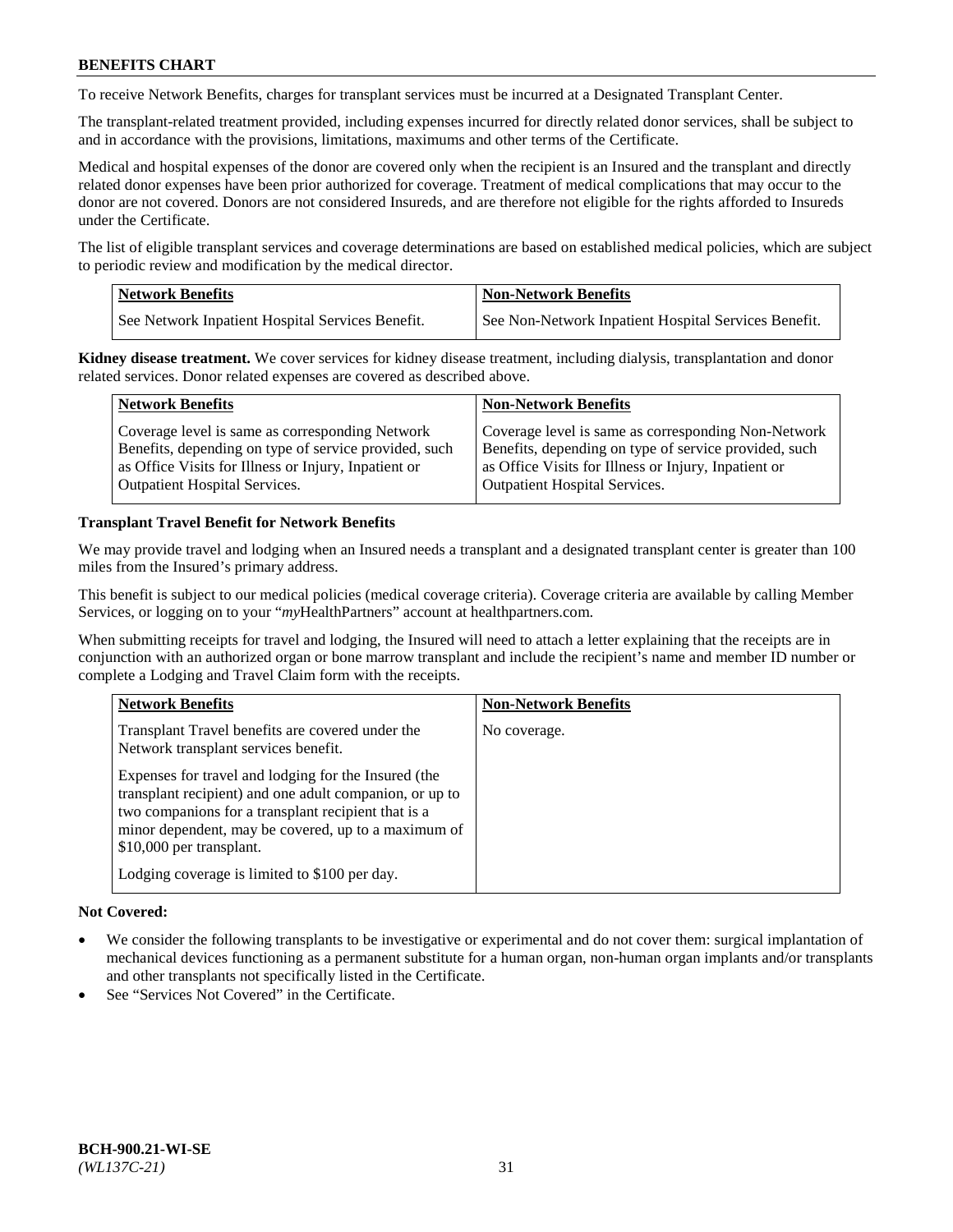To receive Network Benefits, charges for transplant services must be incurred at a Designated Transplant Center.

The transplant-related treatment provided, including expenses incurred for directly related donor services, shall be subject to and in accordance with the provisions, limitations, maximums and other terms of the Certificate.

Medical and hospital expenses of the donor are covered only when the recipient is an Insured and the transplant and directly related donor expenses have been prior authorized for coverage. Treatment of medical complications that may occur to the donor are not covered. Donors are not considered Insureds, and are therefore not eligible for the rights afforded to Insureds under the Certificate.

The list of eligible transplant services and coverage determinations are based on established medical policies, which are subject to periodic review and modification by the medical director.

| Network Benefits | Non-Network Benefits |
| --- | --- |
| See Network Inpatient Hospital Services Benefit. | See Non-Network Inpatient Hospital Services Benefit. |

**Kidney disease treatment.** We cover services for kidney disease treatment, including dialysis, transplantation and donor related services. Donor related expenses are covered as described above.

| Network Benefits | Non-Network Benefits |
| --- | --- |
| Coverage level is same as corresponding Network Benefits, depending on type of service provided, such as Office Visits for Illness or Injury, Inpatient or Outpatient Hospital Services. | Coverage level is same as corresponding Non-Network Benefits, depending on type of service provided, such as Office Visits for Illness or Injury, Inpatient or Outpatient Hospital Services. |

**Transplant Travel Benefit for Network Benefits**

We may provide travel and lodging when an Insured needs a transplant and a designated transplant center is greater than 100 miles from the Insured's primary address.

This benefit is subject to our medical policies (medical coverage criteria). Coverage criteria are available by calling Member Services, or logging on to your "*my*HealthPartners" account at healthpartners.com.

When submitting receipts for travel and lodging, the Insured will need to attach a letter explaining that the receipts are in conjunction with an authorized organ or bone marrow transplant and include the recipient's name and member ID number or complete a Lodging and Travel Claim form with the receipts.

| Network Benefits | Non-Network Benefits |
| --- | --- |
| Transplant Travel benefits are covered under the Network transplant services benefit.<br><br>Expenses for travel and lodging for the Insured (the transplant recipient) and one adult companion, or up to two companions for a transplant recipient that is a minor dependent, may be covered, up to a maximum of $10,000 per transplant.<br><br>Lodging coverage is limited to $100 per day. | No coverage. |

**Not Covered:**

- We consider the following transplants to be investigative or experimental and do not cover them: surgical implantation of mechanical devices functioning as a permanent substitute for a human organ, non-human organ implants and/or transplants and other transplants not specifically listed in the Certificate.
- See "Services Not Covered" in the Certificate.